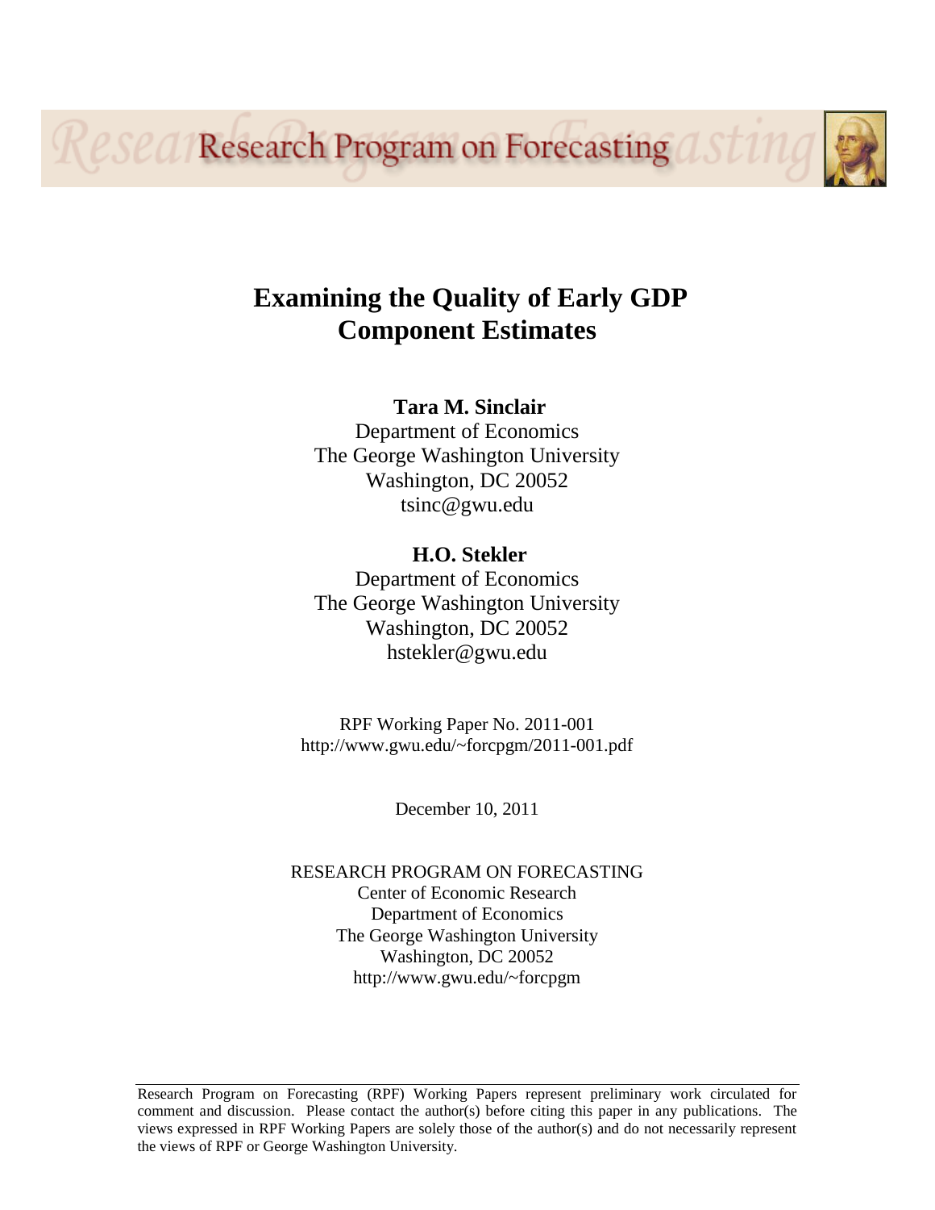Research Program on Forecasting

# Examining the Quality of Early GDP Component Estimates

**Tara M. Sinclair**
Department of Economics
The George Washington University
Washington, DC 20052
tsinc@gwu.edu

**H.O. Stekler**
Department of Economics
The George Washington University
Washington, DC 20052
hstekler@gwu.edu

RPF Working Paper No. 2011-001
http://www.gwu.edu/~forcpgm/2011-001.pdf

December 10, 2011

RESEARCH PROGRAM ON FORECASTING
Center of Economic Research
Department of Economics
The George Washington University
Washington, DC 20052
http://www.gwu.edu/~forcpgm

Research Program on Forecasting (RPF) Working Papers represent preliminary work circulated for comment and discussion. Please contact the author(s) before citing this paper in any publications. The views expressed in RPF Working Papers are solely those of the author(s) and do not necessarily represent the views of RPF or George Washington University.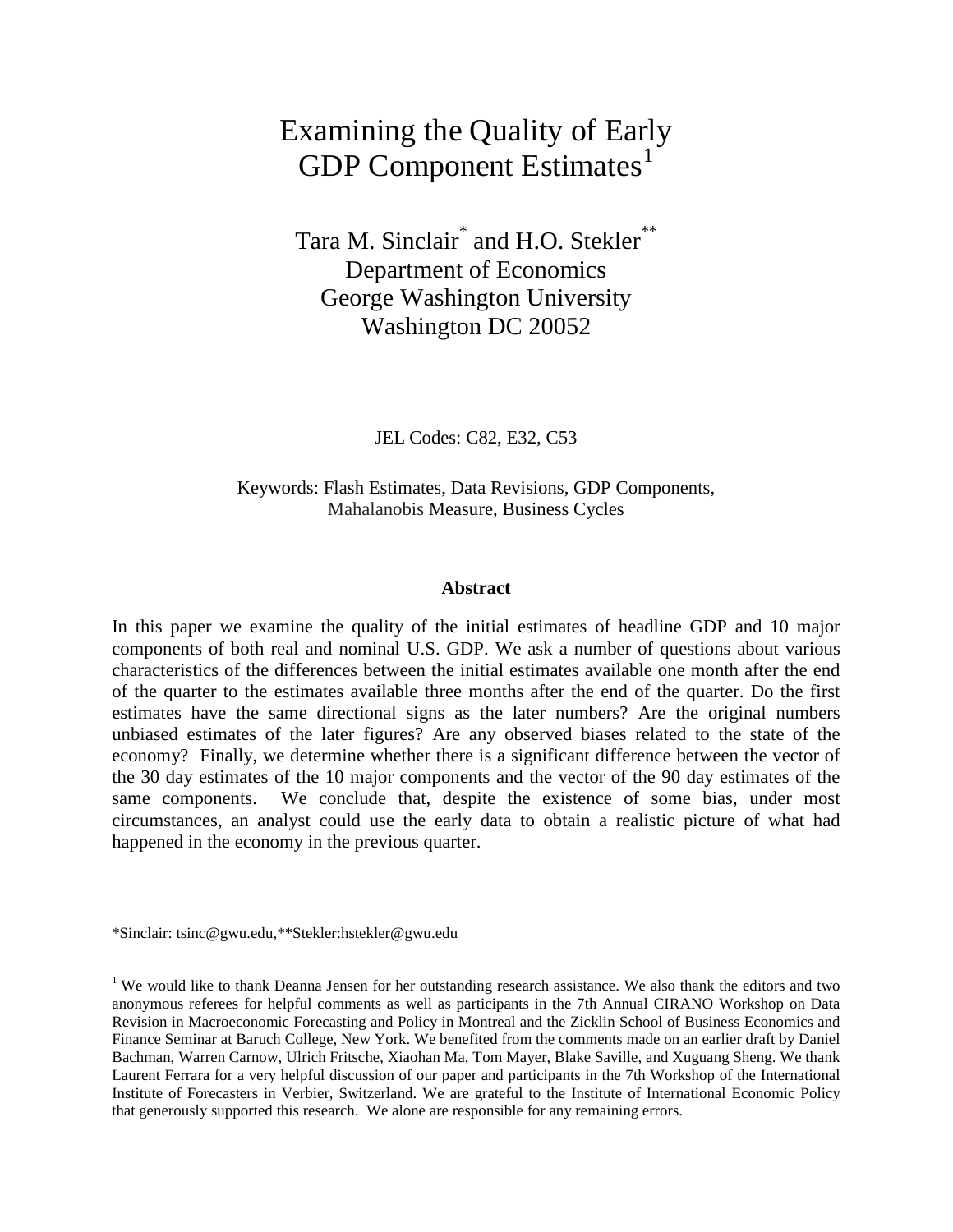# Examining the Quality of Early GDP Component Estimates[1]

Tara M. Sinclair[*] and H.O. Stekler[**]
Department of Economics
George Washington University
Washington DC 20052

JEL Codes: C82, E32, C53

Keywords: Flash Estimates, Data Revisions, GDP Components, Mahalanobis Measure, Business Cycles

**Abstract**

In this paper we examine the quality of the initial estimates of headline GDP and 10 major components of both real and nominal U.S. GDP. We ask a number of questions about various characteristics of the differences between the initial estimates available one month after the end of the quarter to the estimates available three months after the end of the quarter. Do the first estimates have the same directional signs as the later numbers? Are the original numbers unbiased estimates of the later figures? Are any observed biases related to the state of the economy? Finally, we determine whether there is a significant difference between the vector of the 30 day estimates of the 10 major components and the vector of the 90 day estimates of the same components. We conclude that, despite the existence of some bias, under most circumstances, an analyst could use the early data to obtain a realistic picture of what had happened in the economy in the previous quarter.

*Sinclair: tsinc@gwu.edu,**Stekler:hstekler@gwu.edu

[1] We would like to thank Deanna Jensen for her outstanding research assistance. We also thank the editors and two anonymous referees for helpful comments as well as participants in the 7th Annual CIRANO Workshop on Data Revision in Macroeconomic Forecasting and Policy in Montreal and the Zicklin School of Business Economics and Finance Seminar at Baruch College, New York. We benefited from the comments made on an earlier draft by Daniel Bachman, Warren Carnow, Ulrich Fritsche, Xiaohan Ma, Tom Mayer, Blake Saville, and Xuguang Sheng. We thank Laurent Ferrara for a very helpful discussion of our paper and participants in the 7th Workshop of the International Institute of Forecasters in Verbier, Switzerland. We are grateful to the Institute of International Economic Policy that generously supported this research. We alone are responsible for any remaining errors.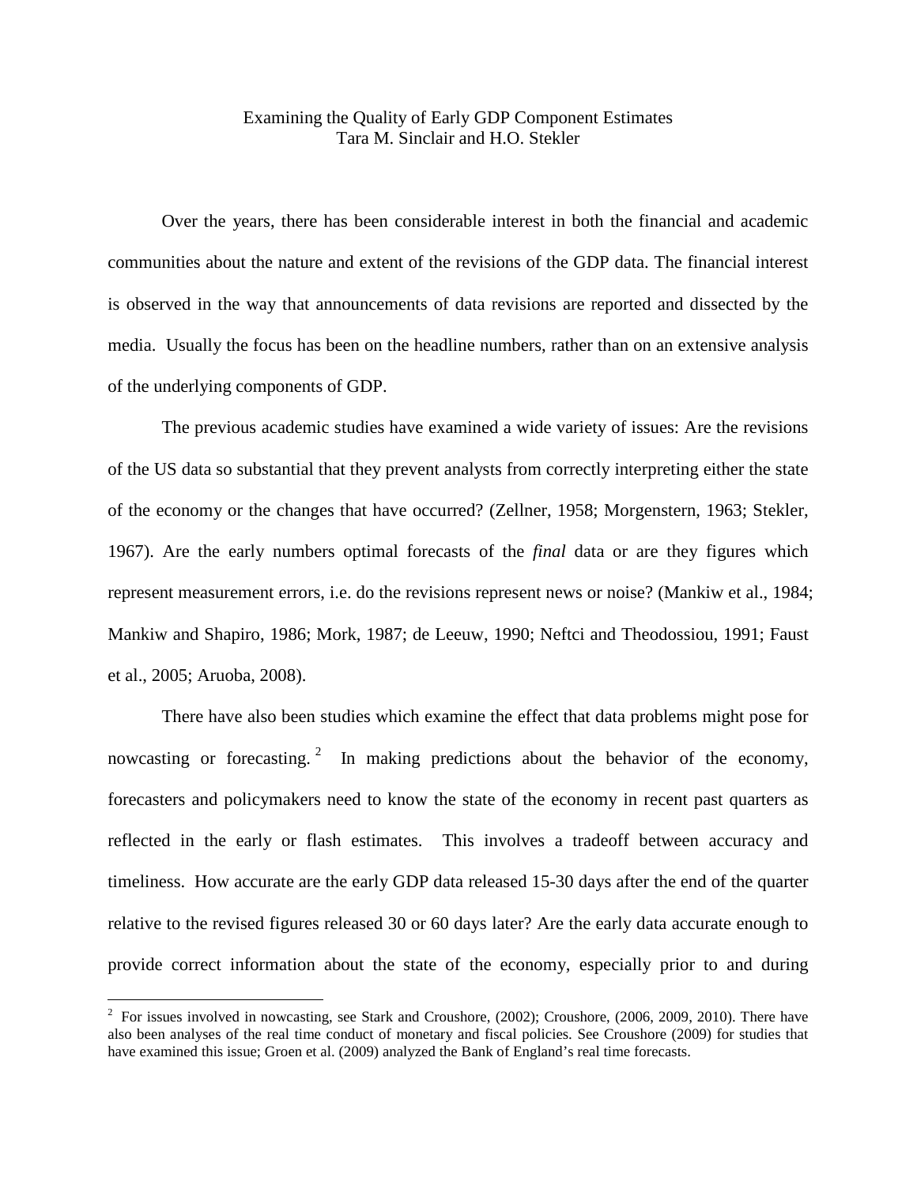Examining the Quality of Early GDP Component Estimates
Tara M. Sinclair and H.O. Stekler

Over the years, there has been considerable interest in both the financial and academic communities about the nature and extent of the revisions of the GDP data. The financial interest is observed in the way that announcements of data revisions are reported and dissected by the media. Usually the focus has been on the headline numbers, rather than on an extensive analysis of the underlying components of GDP.

The previous academic studies have examined a wide variety of issues: Are the revisions of the US data so substantial that they prevent analysts from correctly interpreting either the state of the economy or the changes that have occurred? (Zellner, 1958; Morgenstern, 1963; Stekler, 1967). Are the early numbers optimal forecasts of the *final* data or are they figures which represent measurement errors, i.e. do the revisions represent news or noise? (Mankiw et al., 1984; Mankiw and Shapiro, 1986; Mork, 1987; de Leeuw, 1990; Neftci and Theodossiou, 1991; Faust et al., 2005; Aruoba, 2008).

There have also been studies which examine the effect that data problems might pose for nowcasting or forecasting. [2] In making predictions about the behavior of the economy, forecasters and policymakers need to know the state of the economy in recent past quarters as reflected in the early or flash estimates. This involves a tradeoff between accuracy and timeliness. How accurate are the early GDP data released 15-30 days after the end of the quarter relative to the revised figures released 30 or 60 days later? Are the early data accurate enough to provide correct information about the state of the economy, especially prior to and during

[2] For issues involved in nowcasting, see Stark and Croushore, (2002); Croushore, (2006, 2009, 2010). There have also been analyses of the real time conduct of monetary and fiscal policies. See Croushore (2009) for studies that have examined this issue; Groen et al. (2009) analyzed the Bank of England's real time forecasts.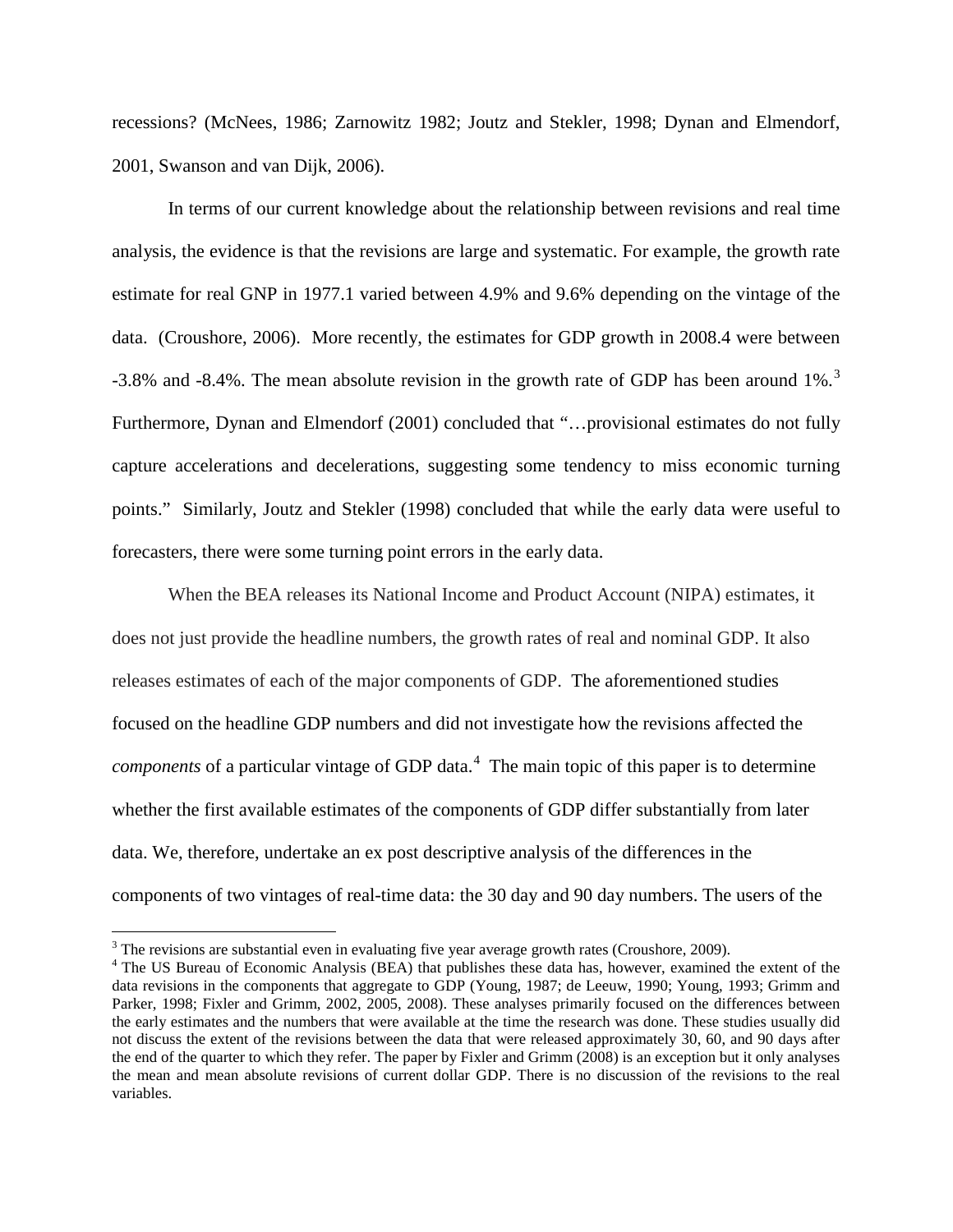recessions? (McNees, 1986; Zarnowitz 1982; Joutz and Stekler, 1998; Dynan and Elmendorf, 2001, Swanson and van Dijk, 2006).

In terms of our current knowledge about the relationship between revisions and real time analysis, the evidence is that the revisions are large and systematic. For example, the growth rate estimate for real GNP in 1977.1 varied between 4.9% and 9.6% depending on the vintage of the data. (Croushore, 2006). More recently, the estimates for GDP growth in 2008.4 were between -3.8% and -8.4%. The mean absolute revision in the growth rate of GDP has been around 1%.[3] Furthermore, Dynan and Elmendorf (2001) concluded that "…provisional estimates do not fully capture accelerations and decelerations, suggesting some tendency to miss economic turning points." Similarly, Joutz and Stekler (1998) concluded that while the early data were useful to forecasters, there were some turning point errors in the early data.

When the BEA releases its National Income and Product Account (NIPA) estimates, it does not just provide the headline numbers, the growth rates of real and nominal GDP. It also releases estimates of each of the major components of GDP. The aforementioned studies focused on the headline GDP numbers and did not investigate how the revisions affected the *components* of a particular vintage of GDP data.[4] The main topic of this paper is to determine whether the first available estimates of the components of GDP differ substantially from later data. We, therefore, undertake an ex post descriptive analysis of the differences in the components of two vintages of real-time data: the 30 day and 90 day numbers. The users of the

---

[3] The revisions are substantial even in evaluating five year average growth rates (Croushore, 2009).

[4] The US Bureau of Economic Analysis (BEA) that publishes these data has, however, examined the extent of the data revisions in the components that aggregate to GDP (Young, 1987; de Leeuw, 1990; Young, 1993; Grimm and Parker, 1998; Fixler and Grimm, 2002, 2005, 2008). These analyses primarily focused on the differences between the early estimates and the numbers that were available at the time the research was done. These studies usually did not discuss the extent of the revisions between the data that were released approximately 30, 60, and 90 days after the end of the quarter to which they refer. The paper by Fixler and Grimm (2008) is an exception but it only analyses the mean and mean absolute revisions of current dollar GDP. There is no discussion of the revisions to the real variables.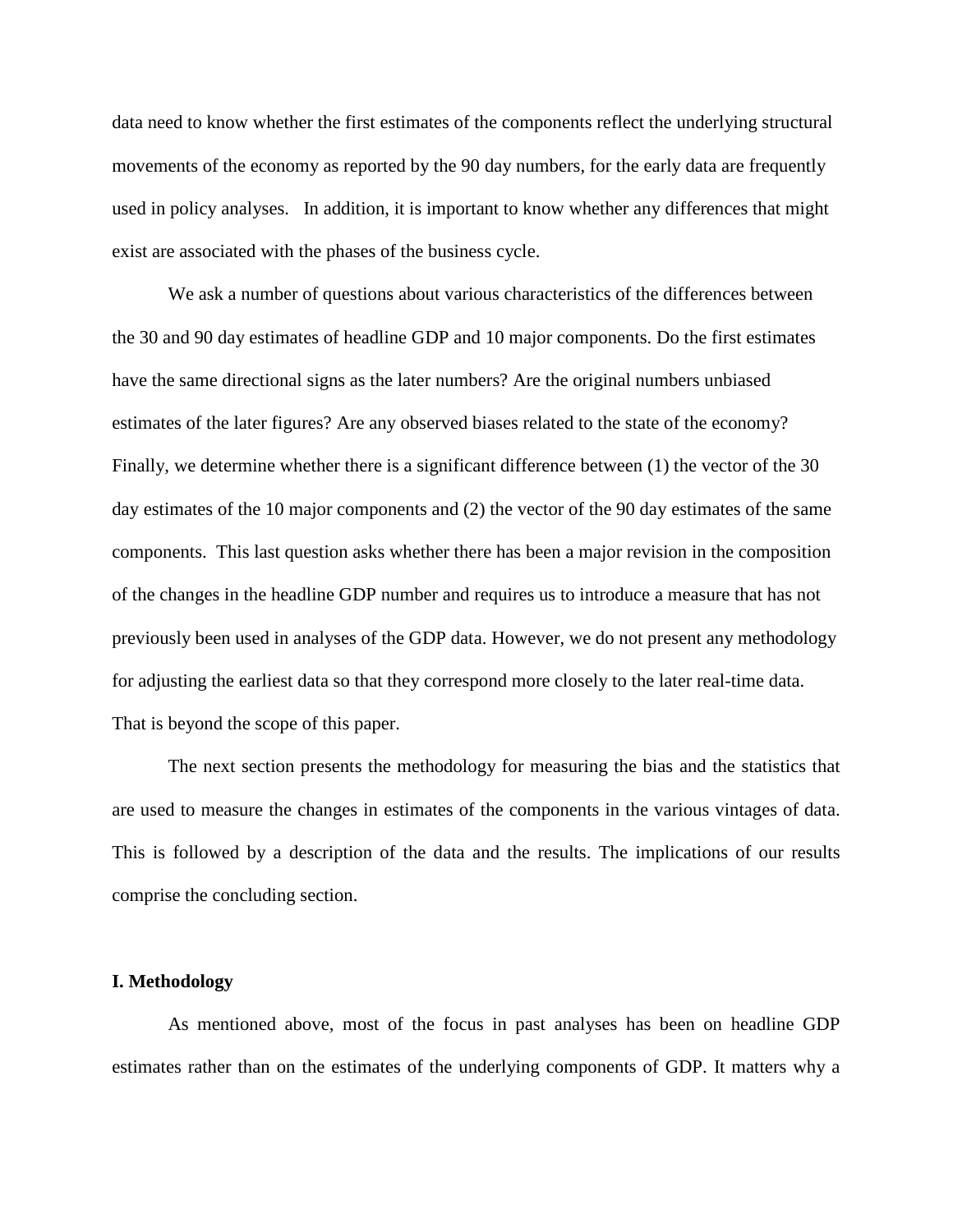data need to know whether the first estimates of the components reflect the underlying structural movements of the economy as reported by the 90 day numbers, for the early data are frequently used in policy analyses. In addition, it is important to know whether any differences that might exist are associated with the phases of the business cycle.

We ask a number of questions about various characteristics of the differences between the 30 and 90 day estimates of headline GDP and 10 major components. Do the first estimates have the same directional signs as the later numbers? Are the original numbers unbiased estimates of the later figures? Are any observed biases related to the state of the economy? Finally, we determine whether there is a significant difference between (1) the vector of the 30 day estimates of the 10 major components and (2) the vector of the 90 day estimates of the same components. This last question asks whether there has been a major revision in the composition of the changes in the headline GDP number and requires us to introduce a measure that has not previously been used in analyses of the GDP data. However, we do not present any methodology for adjusting the earliest data so that they correspond more closely to the later real-time data. That is beyond the scope of this paper.

The next section presents the methodology for measuring the bias and the statistics that are used to measure the changes in estimates of the components in the various vintages of data. This is followed by a description of the data and the results. The implications of our results comprise the concluding section.

## I. Methodology

As mentioned above, most of the focus in past analyses has been on headline GDP estimates rather than on the estimates of the underlying components of GDP. It matters why a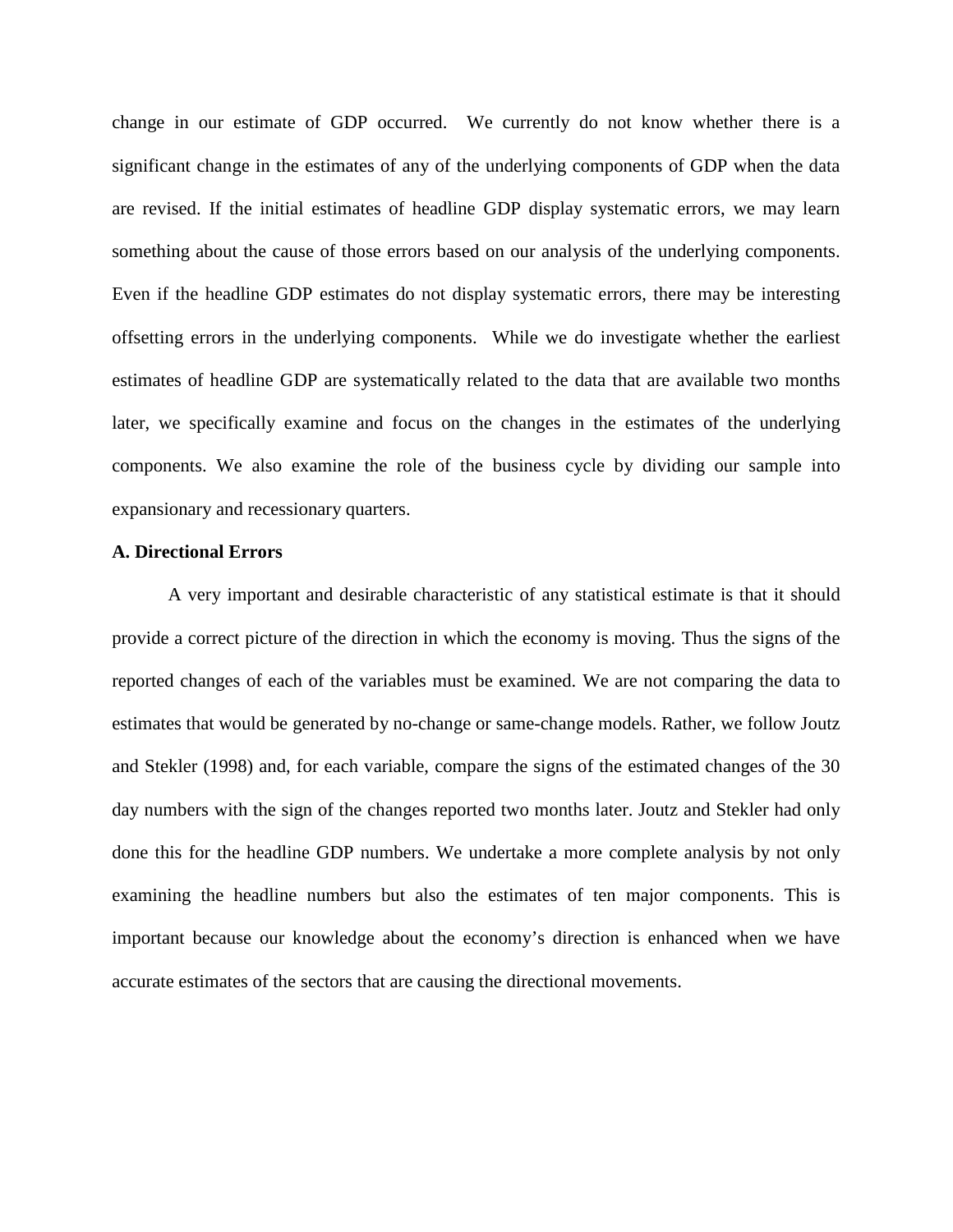change in our estimate of GDP occurred. We currently do not know whether there is a significant change in the estimates of any of the underlying components of GDP when the data are revised. If the initial estimates of headline GDP display systematic errors, we may learn something about the cause of those errors based on our analysis of the underlying components. Even if the headline GDP estimates do not display systematic errors, there may be interesting offsetting errors in the underlying components. While we do investigate whether the earliest estimates of headline GDP are systematically related to the data that are available two months later, we specifically examine and focus on the changes in the estimates of the underlying components. We also examine the role of the business cycle by dividing our sample into expansionary and recessionary quarters.

**A. Directional Errors**

A very important and desirable characteristic of any statistical estimate is that it should provide a correct picture of the direction in which the economy is moving. Thus the signs of the reported changes of each of the variables must be examined. We are not comparing the data to estimates that would be generated by no-change or same-change models. Rather, we follow Joutz and Stekler (1998) and, for each variable, compare the signs of the estimated changes of the 30 day numbers with the sign of the changes reported two months later. Joutz and Stekler had only done this for the headline GDP numbers. We undertake a more complete analysis by not only examining the headline numbers but also the estimates of ten major components. This is important because our knowledge about the economy's direction is enhanced when we have accurate estimates of the sectors that are causing the directional movements.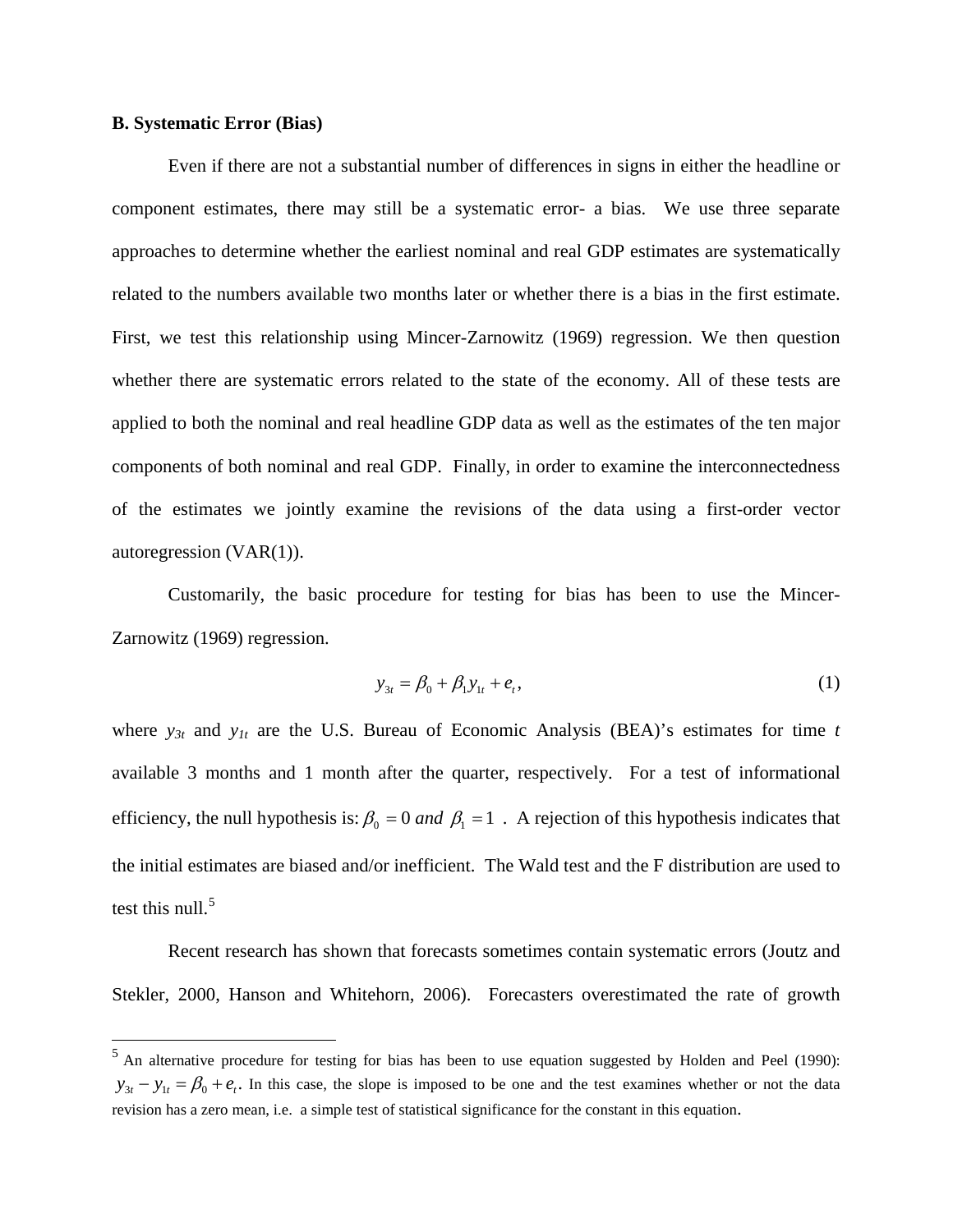### B. Systematic Error (Bias)

Even if there are not a substantial number of differences in signs in either the headline or component estimates, there may still be a systematic error- a bias. We use three separate approaches to determine whether the earliest nominal and real GDP estimates are systematically related to the numbers available two months later or whether there is a bias in the first estimate. First, we test this relationship using Mincer-Zarnowitz (1969) regression. We then question whether there are systematic errors related to the state of the economy. All of these tests are applied to both the nominal and real headline GDP data as well as the estimates of the ten major components of both nominal and real GDP. Finally, in order to examine the interconnectedness of the estimates we jointly examine the revisions of the data using a first-order vector autoregression (VAR(1)).

Customarily, the basic procedure for testing for bias has been to use the Mincer-Zarnowitz (1969) regression.

$$y_{3t} = \beta_0 + \beta_1 y_{1t} + e_t, \tag{1}$$

where $y_{3t}$ and $y_{1t}$ are the U.S. Bureau of Economic Analysis (BEA)'s estimates for time $t$ available 3 months and 1 month after the quarter, respectively. For a test of informational efficiency, the null hypothesis is: $\beta_0 = 0$ *and* $\beta_1 = 1$ . A rejection of this hypothesis indicates that the initial estimates are biased and/or inefficient. The Wald test and the F distribution are used to test this null.[5]

Recent research has shown that forecasts sometimes contain systematic errors (Joutz and Stekler, 2000, Hanson and Whitehorn, 2006). Forecasters overestimated the rate of growth

---

[5] An alternative procedure for testing for bias has been to use equation suggested by Holden and Peel (1990): $y_{3t} - y_{1t} = \beta_0 + e_t$. In this case, the slope is imposed to be one and the test examines whether or not the data revision has a zero mean, i.e. a simple test of statistical significance for the constant in this equation.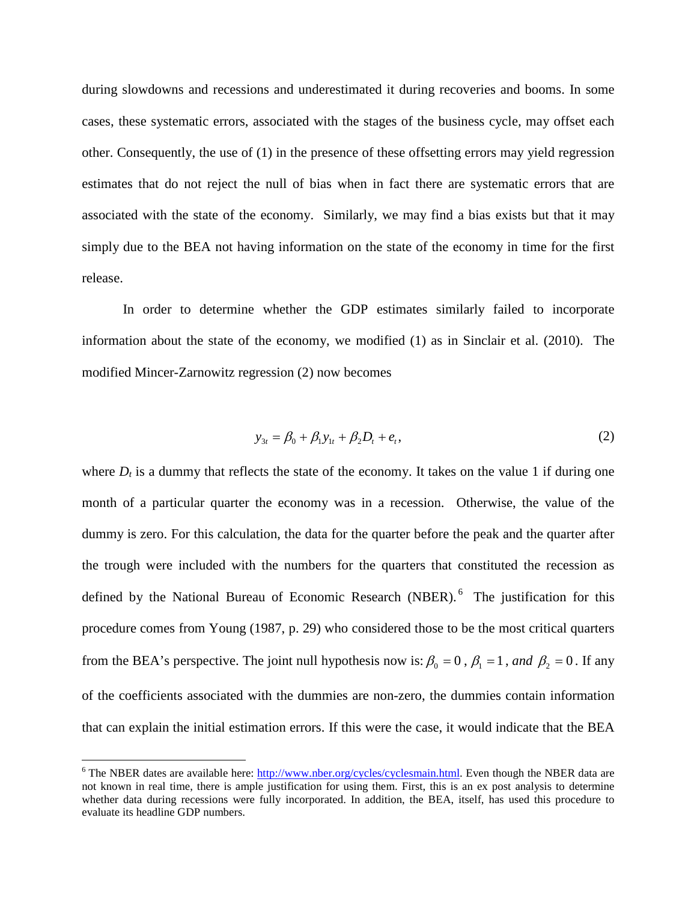during slowdowns and recessions and underestimated it during recoveries and booms. In some cases, these systematic errors, associated with the stages of the business cycle, may offset each other. Consequently, the use of (1) in the presence of these offsetting errors may yield regression estimates that do not reject the null of bias when in fact there are systematic errors that are associated with the state of the economy. Similarly, we may find a bias exists but that it may simply due to the BEA not having information on the state of the economy in time for the first release.

In order to determine whether the GDP estimates similarly failed to incorporate information about the state of the economy, we modified (1) as in Sinclair et al. (2010). The modified Mincer-Zarnowitz regression (2) now becomes

$$y_{3t} = \beta_0 + \beta_1 y_{1t} + \beta_2 D_t + e_t, \tag{2}$$

where $D_t$ is a dummy that reflects the state of the economy. It takes on the value 1 if during one month of a particular quarter the economy was in a recession. Otherwise, the value of the dummy is zero. For this calculation, the data for the quarter before the peak and the quarter after the trough were included with the numbers for the quarters that constituted the recession as defined by the National Bureau of Economic Research (NBER).[6] The justification for this procedure comes from Young (1987, p. 29) who considered those to be the most critical quarters from the BEA's perspective. The joint null hypothesis now is: $\beta_0 = 0$, $\beta_1 = 1$, *and* $\beta_2 = 0$. If any of the coefficients associated with the dummies are non-zero, the dummies contain information that can explain the initial estimation errors. If this were the case, it would indicate that the BEA

[6] The NBER dates are available here: http://www.nber.org/cycles/cyclesmain.html. Even though the NBER data are not known in real time, there is ample justification for using them. First, this is an ex post analysis to determine whether data during recessions were fully incorporated. In addition, the BEA, itself, has used this procedure to evaluate its headline GDP numbers.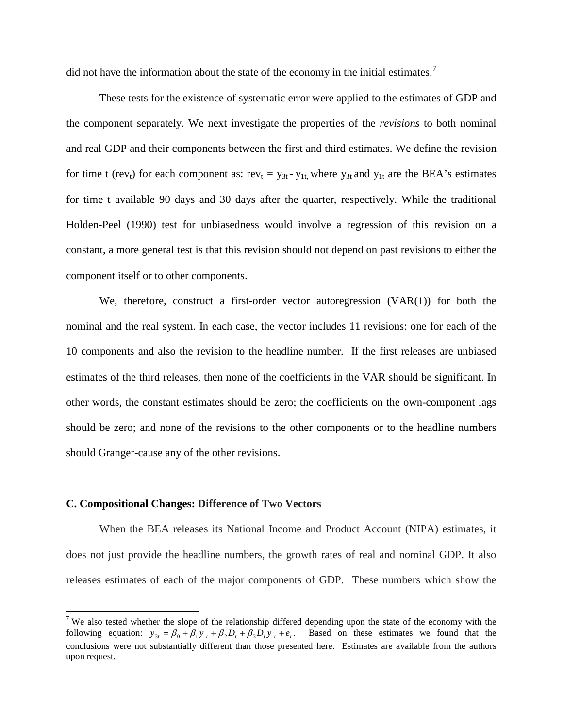did not have the information about the state of the economy in the initial estimates.[7]

These tests for the existence of systematic error were applied to the estimates of GDP and the component separately. We next investigate the properties of the *revisions* to both nominal and real GDP and their components between the first and third estimates. We define the revision for time t ($rev_t$) for each component as: $rev_t = y_{3t} - y_{1t,}$ where $y_{3t}$ and $y_{1t}$ are the BEA's estimates for time t available 90 days and 30 days after the quarter, respectively. While the traditional Holden-Peel (1990) test for unbiasedness would involve a regression of this revision on a constant, a more general test is that this revision should not depend on past revisions to either the component itself or to other components.

We, therefore, construct a first-order vector autoregression (VAR(1)) for both the nominal and the real system. In each case, the vector includes 11 revisions: one for each of the 10 components and also the revision to the headline number. If the first releases are unbiased estimates of the third releases, then none of the coefficients in the VAR should be significant. In other words, the constant estimates should be zero; the coefficients on the own-component lags should be zero; and none of the revisions to the other components or to the headline numbers should Granger-cause any of the other revisions.

### C. Compositional Changes: Difference of Two Vectors

When the BEA releases its National Income and Product Account (NIPA) estimates, it does not just provide the headline numbers, the growth rates of real and nominal GDP. It also releases estimates of each of the major components of GDP. These numbers which show the

[7] We also tested whether the slope of the relationship differed depending upon the state of the economy with the following equation: $y_{3t} = \beta_0 + \beta_1 y_{1t} + \beta_2 D_t + \beta_3 D_t y_{1t} + e_t$. Based on these estimates we found that the conclusions were not substantially different than those presented here. Estimates are available from the authors upon request.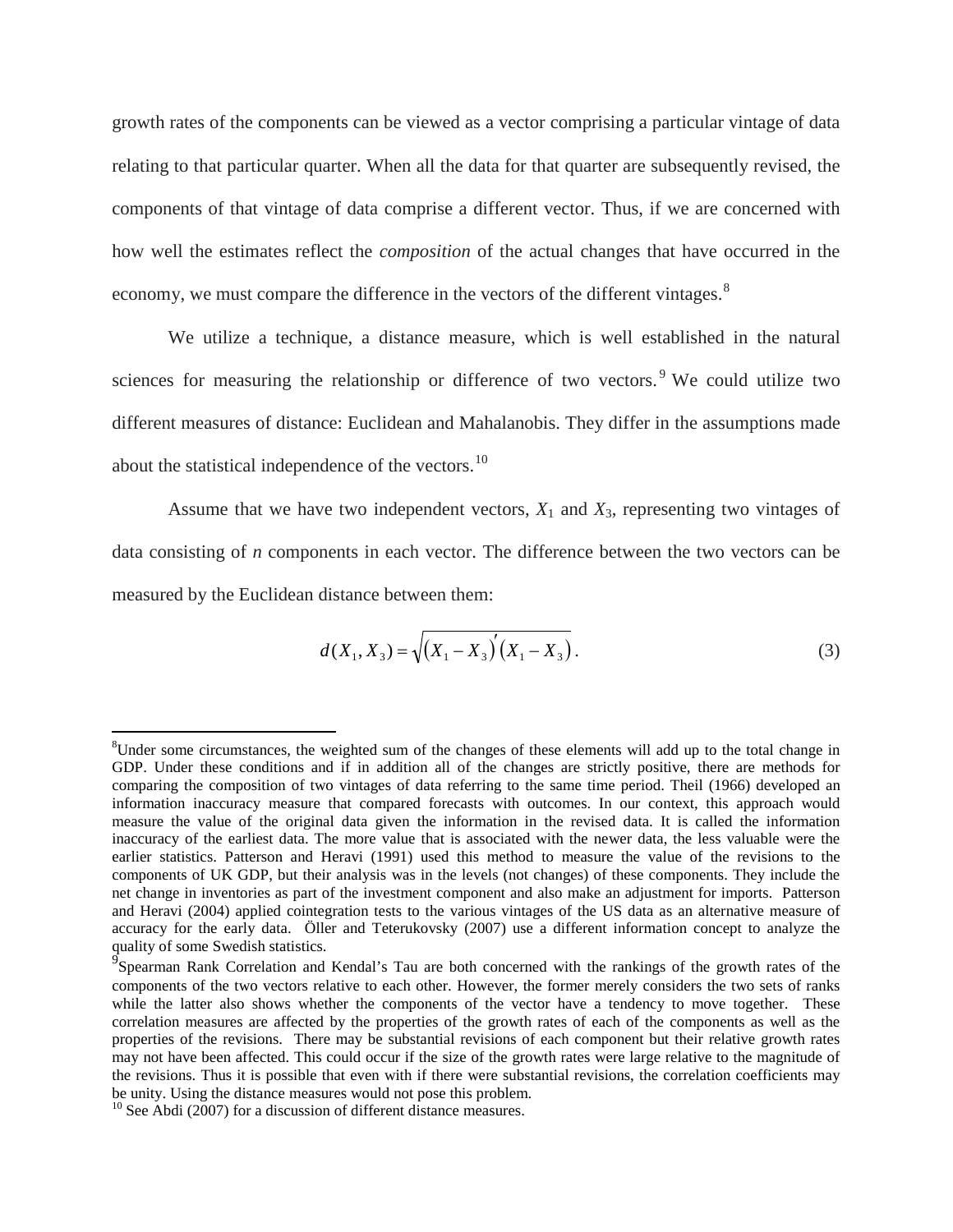growth rates of the components can be viewed as a vector comprising a particular vintage of data relating to that particular quarter. When all the data for that quarter are subsequently revised, the components of that vintage of data comprise a different vector. Thus, if we are concerned with how well the estimates reflect the *composition* of the actual changes that have occurred in the economy, we must compare the difference in the vectors of the different vintages.[8]

We utilize a technique, a distance measure, which is well established in the natural sciences for measuring the relationship or difference of two vectors.[9] We could utilize two different measures of distance: Euclidean and Mahalanobis. They differ in the assumptions made about the statistical independence of the vectors.[10]

Assume that we have two independent vectors, $X_1$ and $X_3$, representing two vintages of data consisting of *n* components in each vector. The difference between the two vectors can be measured by the Euclidean distance between them:

$$d(X_1, X_3) = \sqrt{(X_1 - X_3)'(X_1 - X_3)}\,. \tag{3}$$

---

[8]Under some circumstances, the weighted sum of the changes of these elements will add up to the total change in GDP. Under these conditions and if in addition all of the changes are strictly positive, there are methods for comparing the composition of two vintages of data referring to the same time period. Theil (1966) developed an information inaccuracy measure that compared forecasts with outcomes. In our context, this approach would measure the value of the original data given the information in the revised data. It is called the information inaccuracy of the earliest data. The more value that is associated with the newer data, the less valuable were the earlier statistics. Patterson and Heravi (1991) used this method to measure the value of the revisions to the components of UK GDP, but their analysis was in the levels (not changes) of these components. They include the net change in inventories as part of the investment component and also make an adjustment for imports. Patterson and Heravi (2004) applied cointegration tests to the various vintages of the US data as an alternative measure of accuracy for the early data. Öller and Teterukovsky (2007) use a different information concept to analyze the quality of some Swedish statistics.

[9]Spearman Rank Correlation and Kendal's Tau are both concerned with the rankings of the growth rates of the components of the two vectors relative to each other. However, the former merely considers the two sets of ranks while the latter also shows whether the components of the vector have a tendency to move together. These correlation measures are affected by the properties of the growth rates of each of the components as well as the properties of the revisions. There may be substantial revisions of each component but their relative growth rates may not have been affected. This could occur if the size of the growth rates were large relative to the magnitude of the revisions. Thus it is possible that even with if there were substantial revisions, the correlation coefficients may be unity. Using the distance measures would not pose this problem.

[10] See Abdi (2007) for a discussion of different distance measures.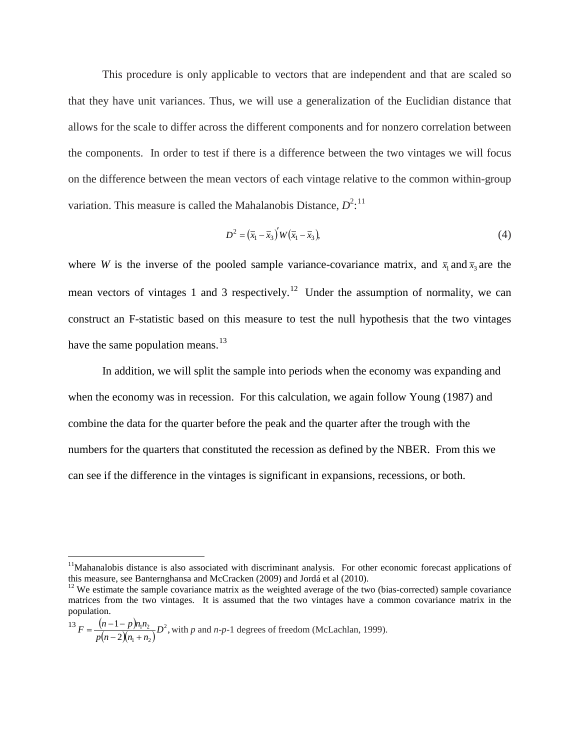This procedure is only applicable to vectors that are independent and that are scaled so that they have unit variances. Thus, we will use a generalization of the Euclidian distance that allows for the scale to differ across the different components and for nonzero correlation between the components. In order to test if there is a difference between the two vintages we will focus on the difference between the mean vectors of each vintage relative to the common within-group variation. This measure is called the Mahalanobis Distance, $D^2$:[11]

$$D^2 = (\bar{x}_1 - \bar{x}_3)' W (\bar{x}_1 - \bar{x}_3), \tag{4}$$

where $W$ is the inverse of the pooled sample variance-covariance matrix, and $\bar{x}_1$ and $\bar{x}_3$ are the mean vectors of vintages 1 and 3 respectively.[12] Under the assumption of normality, we can construct an F-statistic based on this measure to test the null hypothesis that the two vintages have the same population means.[13]

In addition, we will split the sample into periods when the economy was expanding and when the economy was in recession. For this calculation, we again follow Young (1987) and combine the data for the quarter before the peak and the quarter after the trough with the numbers for the quarters that constituted the recession as defined by the NBER. From this we can see if the difference in the vintages is significant in expansions, recessions, or both.

---

[11] Mahalanobis distance is also associated with discriminant analysis. For other economic forecast applications of this measure, see Banternghansa and McCracken (2009) and Jordá et al (2010).

[12] We estimate the sample covariance matrix as the weighted average of the two (bias-corrected) sample covariance matrices from the two vintages. It is assumed that the two vintages have a common covariance matrix in the population.

[13] $F = \dfrac{(n-1-p)n_1 n_2}{p(n-2)(n_1+n_2)} D^2$, with $p$ and $n$-$p$-1 degrees of freedom (McLachlan, 1999).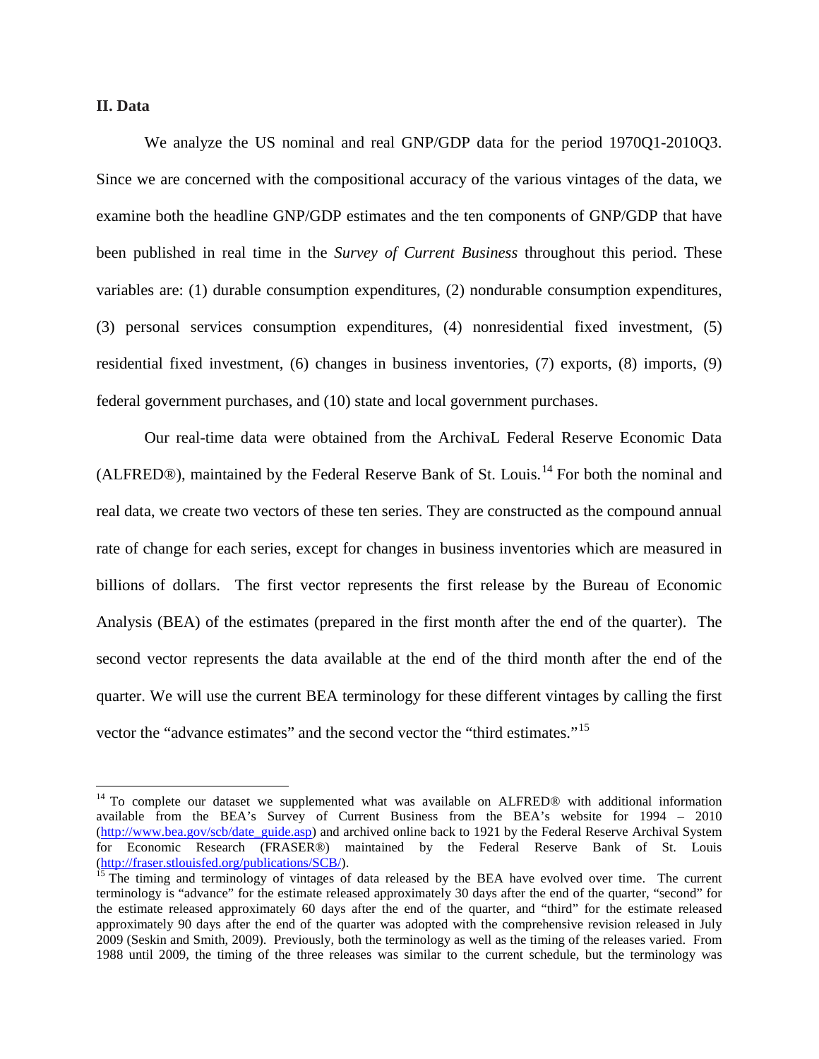## II. Data

We analyze the US nominal and real GNP/GDP data for the period 1970Q1-2010Q3. Since we are concerned with the compositional accuracy of the various vintages of the data, we examine both the headline GNP/GDP estimates and the ten components of GNP/GDP that have been published in real time in the *Survey of Current Business* throughout this period. These variables are: (1) durable consumption expenditures, (2) nondurable consumption expenditures, (3) personal services consumption expenditures, (4) nonresidential fixed investment, (5) residential fixed investment, (6) changes in business inventories, (7) exports, (8) imports, (9) federal government purchases, and (10) state and local government purchases.

Our real-time data were obtained from the ArchivaL Federal Reserve Economic Data (ALFRED®), maintained by the Federal Reserve Bank of St. Louis.[14] For both the nominal and real data, we create two vectors of these ten series. They are constructed as the compound annual rate of change for each series, except for changes in business inventories which are measured in billions of dollars. The first vector represents the first release by the Bureau of Economic Analysis (BEA) of the estimates (prepared in the first month after the end of the quarter). The second vector represents the data available at the end of the third month after the end of the quarter. We will use the current BEA terminology for these different vintages by calling the first vector the "advance estimates" and the second vector the "third estimates."[15]

---

[14] To complete our dataset we supplemented what was available on ALFRED® with additional information available from the BEA's Survey of Current Business from the BEA's website for 1994 – 2010 (http://www.bea.gov/scb/date_guide.asp) and archived online back to 1921 by the Federal Reserve Archival System for Economic Research (FRASER®) maintained by the Federal Reserve Bank of St. Louis (http://fraser.stlouisfed.org/publications/SCB/).

[15] The timing and terminology of vintages of data released by the BEA have evolved over time. The current terminology is "advance" for the estimate released approximately 30 days after the end of the quarter, "second" for the estimate released approximately 60 days after the end of the quarter, and "third" for the estimate released approximately 90 days after the end of the quarter was adopted with the comprehensive revision released in July 2009 (Seskin and Smith, 2009). Previously, both the terminology as well as the timing of the releases varied. From 1988 until 2009, the timing of the three releases was similar to the current schedule, but the terminology was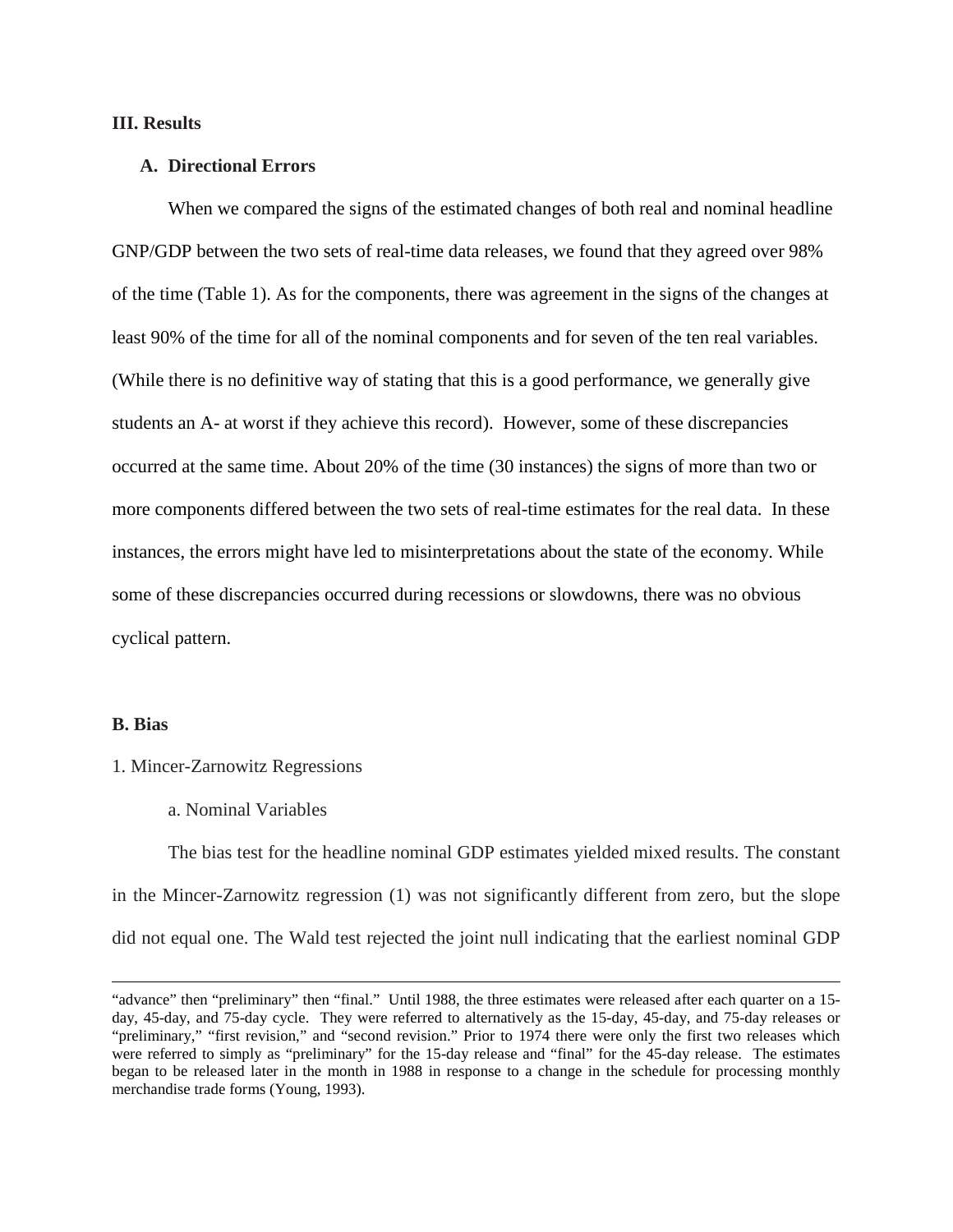### III. Results

#### A. Directional Errors

When we compared the signs of the estimated changes of both real and nominal headline GNP/GDP between the two sets of real-time data releases, we found that they agreed over 98% of the time (Table 1). As for the components, there was agreement in the signs of the changes at least 90% of the time for all of the nominal components and for seven of the ten real variables. (While there is no definitive way of stating that this is a good performance, we generally give students an A- at worst if they achieve this record). However, some of these discrepancies occurred at the same time. About 20% of the time (30 instances) the signs of more than two or more components differed between the two sets of real-time estimates for the real data. In these instances, the errors might have led to misinterpretations about the state of the economy. While some of these discrepancies occurred during recessions or slowdowns, there was no obvious cyclical pattern.

#### B. Bias

1. Mincer-Zarnowitz Regressions

a. Nominal Variables

The bias test for the headline nominal GDP estimates yielded mixed results. The constant in the Mincer-Zarnowitz regression (1) was not significantly different from zero, but the slope did not equal one. The Wald test rejected the joint null indicating that the earliest nominal GDP

---

"advance" then "preliminary" then "final." Until 1988, the three estimates were released after each quarter on a 15-day, 45-day, and 75-day cycle. They were referred to alternatively as the 15-day, 45-day, and 75-day releases or "preliminary," "first revision," and "second revision." Prior to 1974 there were only the first two releases which were referred to simply as "preliminary" for the 15-day release and "final" for the 45-day release. The estimates began to be released later in the month in 1988 in response to a change in the schedule for processing monthly merchandise trade forms (Young, 1993).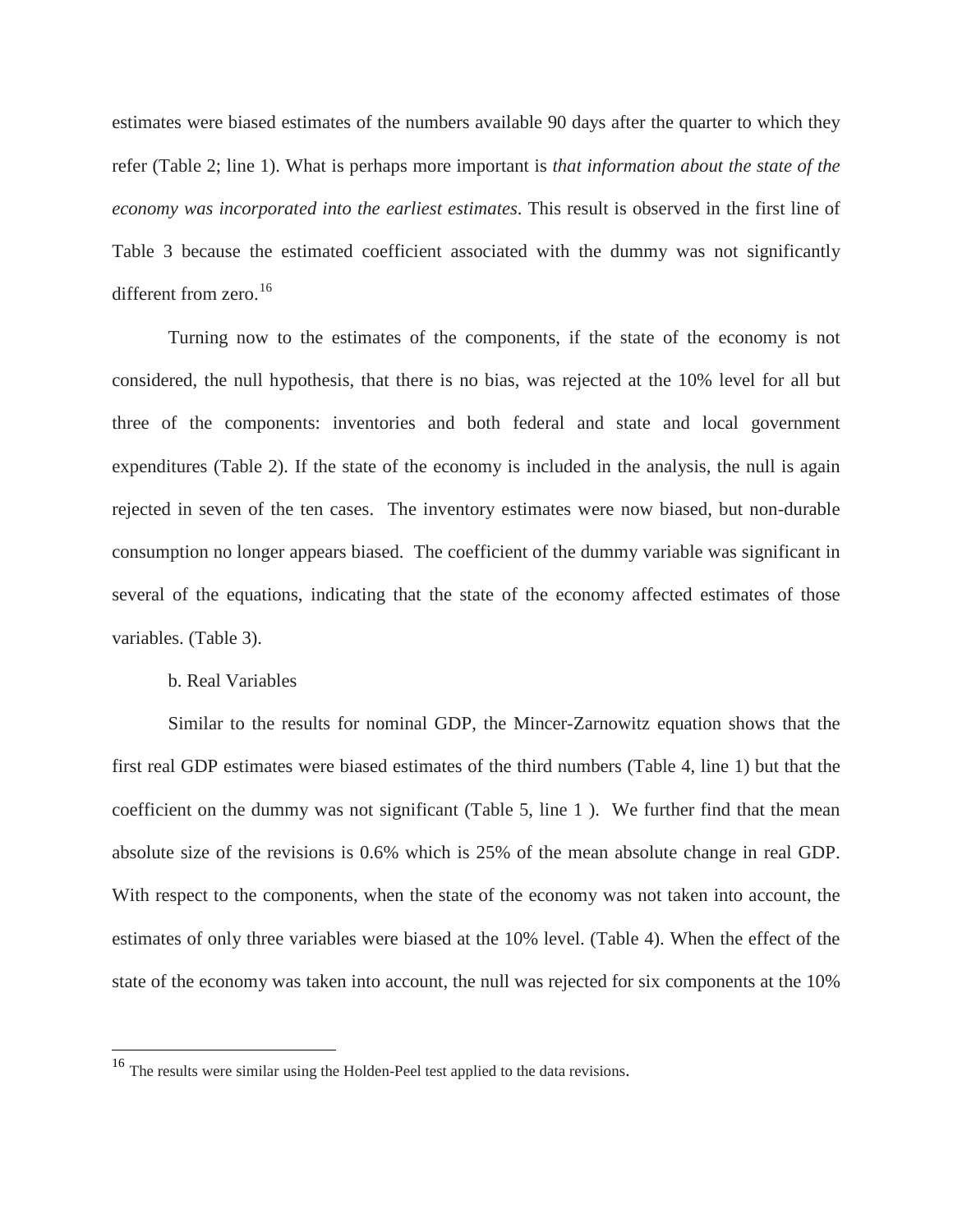estimates were biased estimates of the numbers available 90 days after the quarter to which they refer (Table 2; line 1). What is perhaps more important is *that information about the state of the economy was incorporated into the earliest estimates*. This result is observed in the first line of Table 3 because the estimated coefficient associated with the dummy was not significantly different from zero.[16]

Turning now to the estimates of the components, if the state of the economy is not considered, the null hypothesis, that there is no bias, was rejected at the 10% level for all but three of the components: inventories and both federal and state and local government expenditures (Table 2). If the state of the economy is included in the analysis, the null is again rejected in seven of the ten cases. The inventory estimates were now biased, but non-durable consumption no longer appears biased. The coefficient of the dummy variable was significant in several of the equations, indicating that the state of the economy affected estimates of those variables. (Table 3).

b. Real Variables

Similar to the results for nominal GDP, the Mincer-Zarnowitz equation shows that the first real GDP estimates were biased estimates of the third numbers (Table 4, line 1) but that the coefficient on the dummy was not significant (Table 5, line 1 ). We further find that the mean absolute size of the revisions is 0.6% which is 25% of the mean absolute change in real GDP. With respect to the components, when the state of the economy was not taken into account, the estimates of only three variables were biased at the 10% level. (Table 4). When the effect of the state of the economy was taken into account, the null was rejected for six components at the 10%

[16] The results were similar using the Holden-Peel test applied to the data revisions.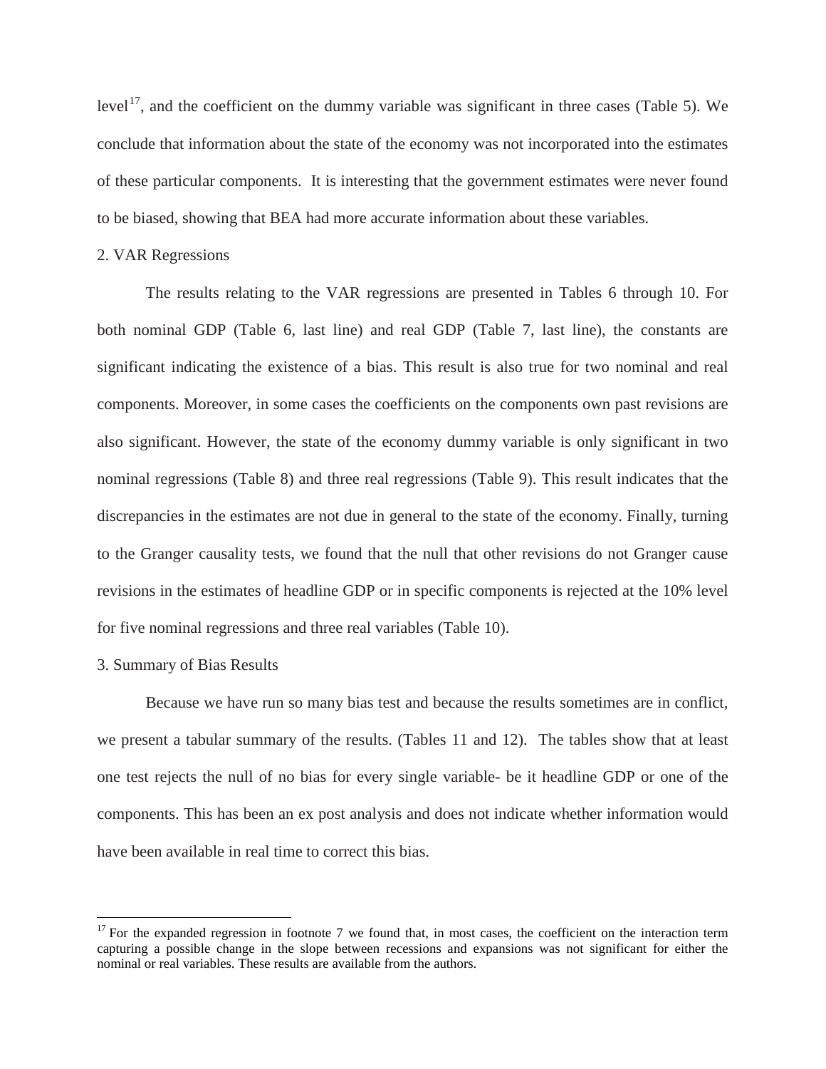level[17], and the coefficient on the dummy variable was significant in three cases (Table 5). We conclude that information about the state of the economy was not incorporated into the estimates of these particular components. It is interesting that the government estimates were never found to be biased, showing that BEA had more accurate information about these variables.

2. VAR Regressions

The results relating to the VAR regressions are presented in Tables 6 through 10. For both nominal GDP (Table 6, last line) and real GDP (Table 7, last line), the constants are significant indicating the existence of a bias. This result is also true for two nominal and real components. Moreover, in some cases the coefficients on the components own past revisions are also significant. However, the state of the economy dummy variable is only significant in two nominal regressions (Table 8) and three real regressions (Table 9). This result indicates that the discrepancies in the estimates are not due in general to the state of the economy. Finally, turning to the Granger causality tests, we found that the null that other revisions do not Granger cause revisions in the estimates of headline GDP or in specific components is rejected at the 10% level for five nominal regressions and three real variables (Table 10).

3. Summary of Bias Results

Because we have run so many bias test and because the results sometimes are in conflict, we present a tabular summary of the results. (Tables 11 and 12). The tables show that at least one test rejects the null of no bias for every single variable- be it headline GDP or one of the components. This has been an ex post analysis and does not indicate whether information would have been available in real time to correct this bias.

[17] For the expanded regression in footnote 7 we found that, in most cases, the coefficient on the interaction term capturing a possible change in the slope between recessions and expansions was not significant for either the nominal or real variables. These results are available from the authors.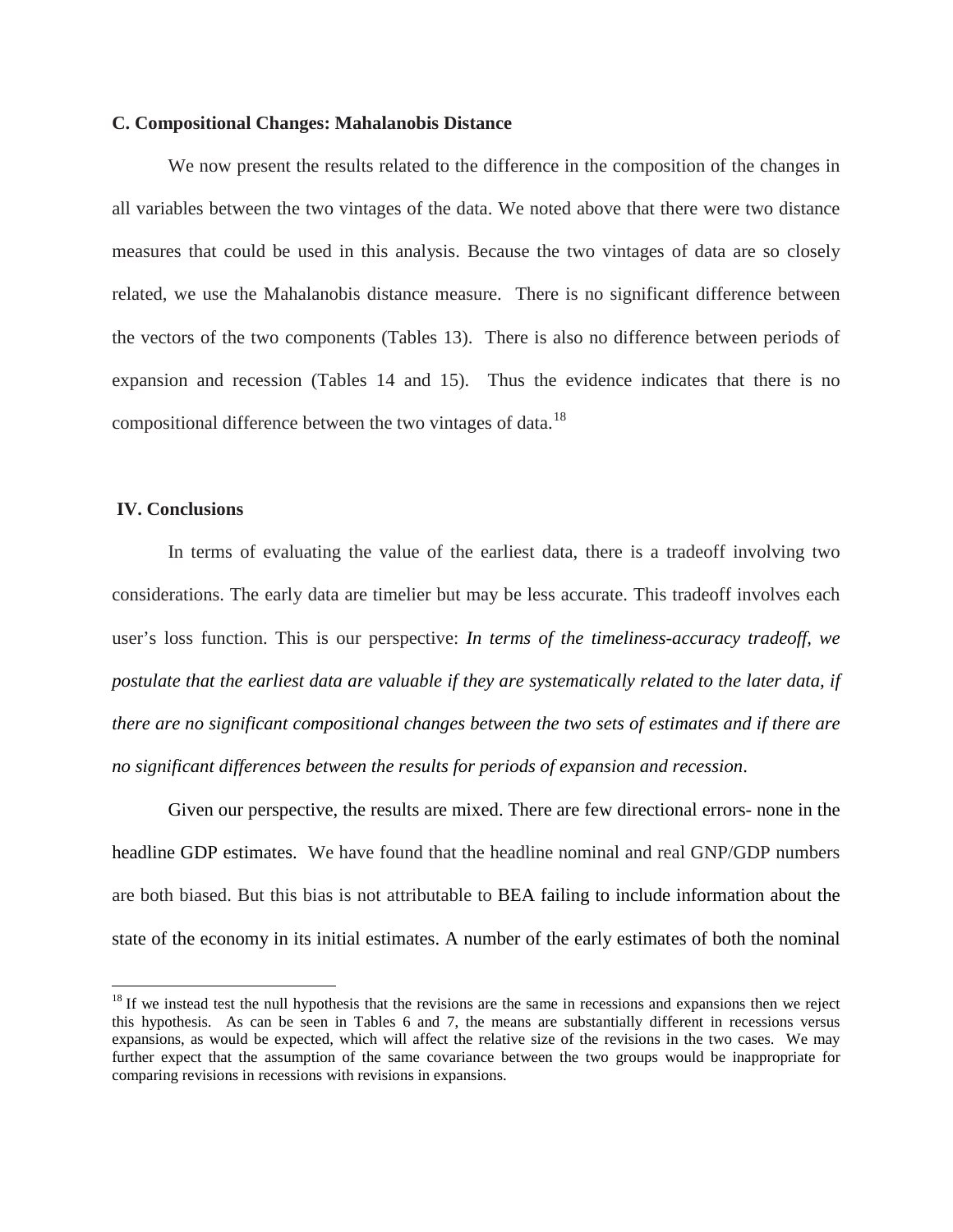### C. Compositional Changes: Mahalanobis Distance

We now present the results related to the difference in the composition of the changes in all variables between the two vintages of the data. We noted above that there were two distance measures that could be used in this analysis. Because the two vintages of data are so closely related, we use the Mahalanobis distance measure. There is no significant difference between the vectors of the two components (Tables 13). There is also no difference between periods of expansion and recession (Tables 14 and 15). Thus the evidence indicates that there is no compositional difference between the two vintages of data.[18]

## IV. Conclusions

In terms of evaluating the value of the earliest data, there is a tradeoff involving two considerations. The early data are timelier but may be less accurate. This tradeoff involves each user's loss function. This is our perspective: *In terms of the timeliness-accuracy tradeoff, we postulate that the earliest data are valuable if they are systematically related to the later data, if there are no significant compositional changes between the two sets of estimates and if there are no significant differences between the results for periods of expansion and recession*.

Given our perspective, the results are mixed. There are few directional errors- none in the headline GDP estimates. We have found that the headline nominal and real GNP/GDP numbers are both biased. But this bias is not attributable to BEA failing to include information about the state of the economy in its initial estimates. A number of the early estimates of both the nominal

[18] If we instead test the null hypothesis that the revisions are the same in recessions and expansions then we reject this hypothesis. As can be seen in Tables 6 and 7, the means are substantially different in recessions versus expansions, as would be expected, which will affect the relative size of the revisions in the two cases. We may further expect that the assumption of the same covariance between the two groups would be inappropriate for comparing revisions in recessions with revisions in expansions.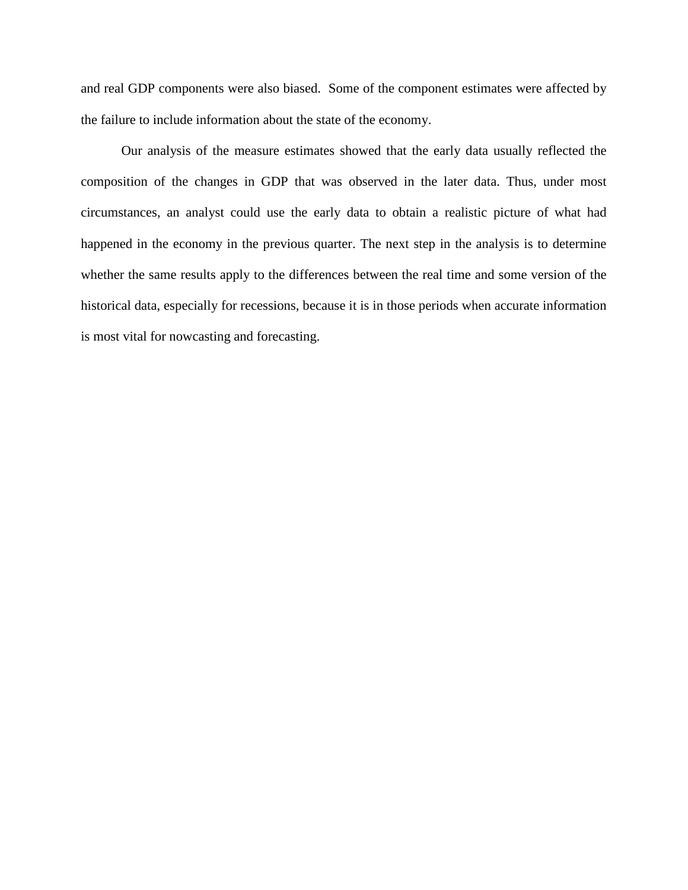and real GDP components were also biased. Some of the component estimates were affected by the failure to include information about the state of the economy.

Our analysis of the measure estimates showed that the early data usually reflected the composition of the changes in GDP that was observed in the later data. Thus, under most circumstances, an analyst could use the early data to obtain a realistic picture of what had happened in the economy in the previous quarter. The next step in the analysis is to determine whether the same results apply to the differences between the real time and some version of the historical data, especially for recessions, because it is in those periods when accurate information is most vital for nowcasting and forecasting.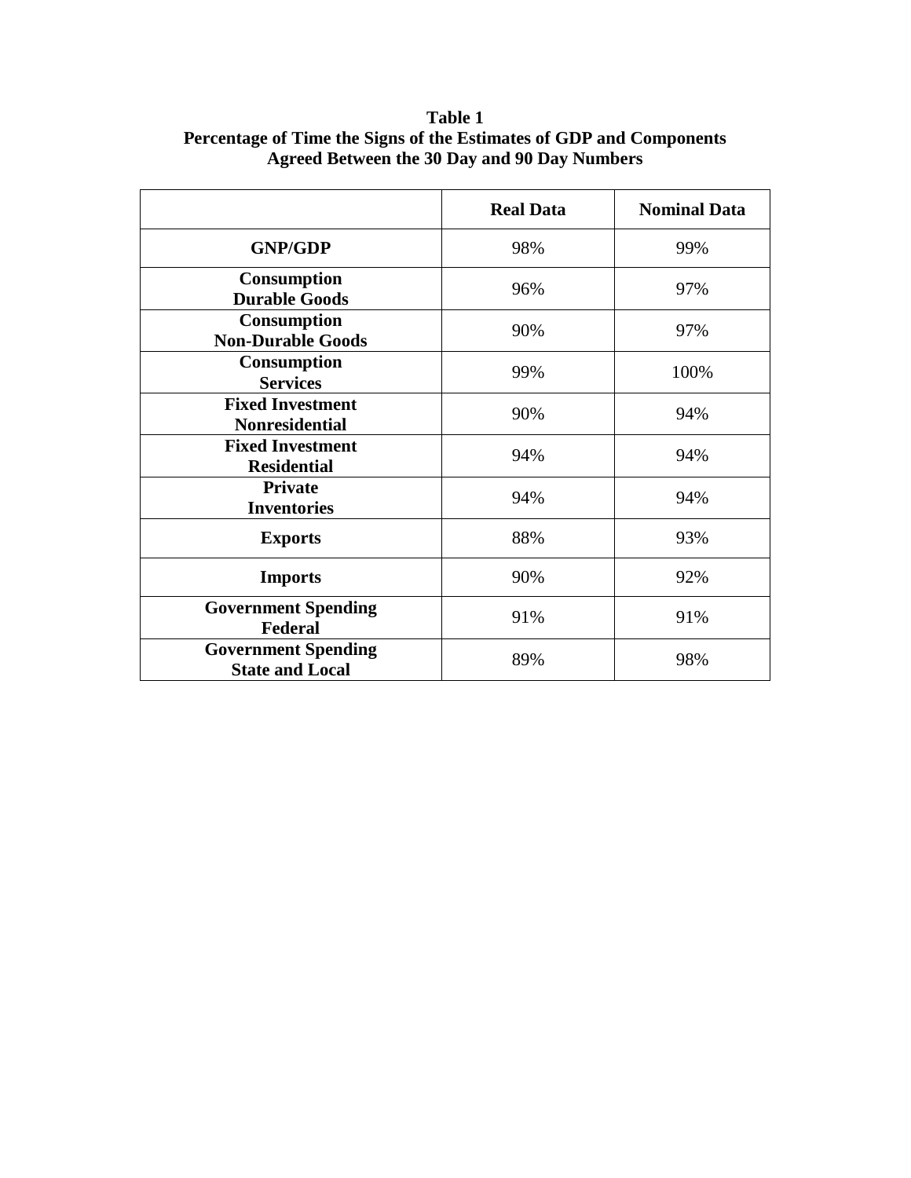**Table 1**
**Percentage of Time the Signs of the Estimates of GDP and Components Agreed Between the 30 Day and 90 Day Numbers**

| | **Real Data** | **Nominal Data** |
|---|---|---|
| **GNP/GDP** | 98% | 99% |
| **Consumption Durable Goods** | 96% | 97% |
| **Consumption Non-Durable Goods** | 90% | 97% |
| **Consumption Services** | 99% | 100% |
| **Fixed Investment Nonresidential** | 90% | 94% |
| **Fixed Investment Residential** | 94% | 94% |
| **Private Inventories** | 94% | 94% |
| **Exports** | 88% | 93% |
| **Imports** | 90% | 92% |
| **Government Spending Federal** | 91% | 91% |
| **Government Spending State and Local** | 89% | 98% |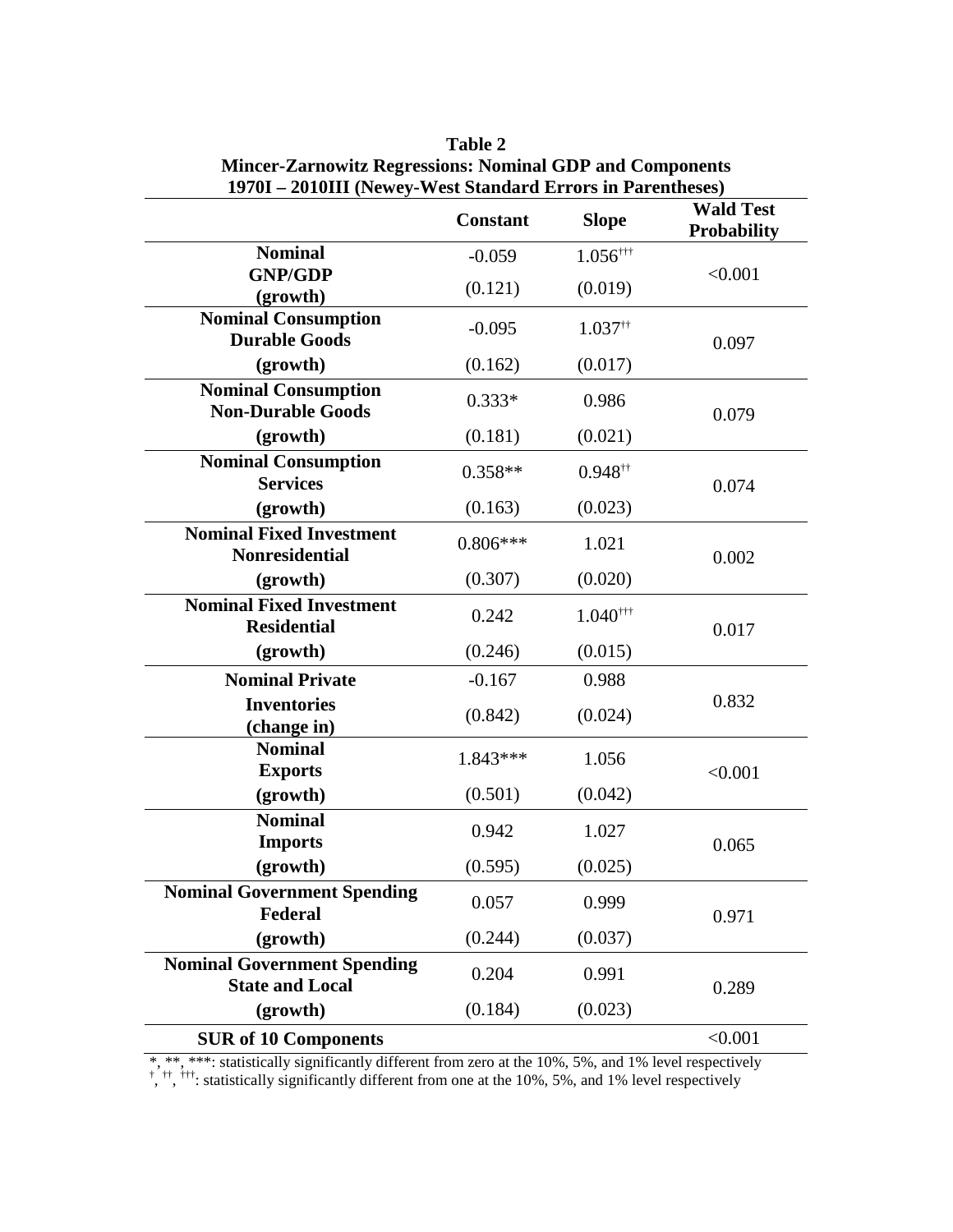**Table 2**
**Mincer-Zarnowitz Regressions: Nominal GDP and Components**
**1970I – 2010III (Newey-West Standard Errors in Parentheses)**

| | Constant | Slope | Wald Test Probability |
|---|---|---|---|
| **Nominal GNP/GDP (growth)** | -0.059 | $1.056^{\dagger\dagger\dagger}$ | <0.001 |
| | (0.121) | (0.019) | |
| **Nominal Consumption Durable Goods (growth)** | -0.095 | $1.037^{\dagger\dagger}$ | 0.097 |
| | (0.162) | (0.017) | |
| **Nominal Consumption Non-Durable Goods (growth)** | 0.333* | 0.986 | 0.079 |
| | (0.181) | (0.021) | |
| **Nominal Consumption Services (growth)** | 0.358** | $0.948^{\dagger\dagger}$ | 0.074 |
| | (0.163) | (0.023) | |
| **Nominal Fixed Investment Nonresidential (growth)** | 0.806*** | 1.021 | 0.002 |
| | (0.307) | (0.020) | |
| **Nominal Fixed Investment Residential (growth)** | 0.242 | $1.040^{\dagger\dagger\dagger}$ | 0.017 |
| | (0.246) | (0.015) | |
| **Nominal Private Inventories (change in)** | -0.167 | 0.988 | 0.832 |
| | (0.842) | (0.024) | |
| **Nominal Exports (growth)** | 1.843*** | 1.056 | <0.001 |
| | (0.501) | (0.042) | |
| **Nominal Imports (growth)** | 0.942 | 1.027 | 0.065 |
| | (0.595) | (0.025) | |
| **Nominal Government Spending Federal (growth)** | 0.057 | 0.999 | 0.971 |
| | (0.244) | (0.037) | |
| **Nominal Government Spending State and Local (growth)** | 0.204 | 0.991 | 0.289 |
| | (0.184) | (0.023) | |
| **SUR of 10 Components** | | | <0.001 |

*, **, ***: statistically significantly different from zero at the 10%, 5%, and 1% level respectively
$^{\dagger}$, $^{\dagger\dagger}$, $^{\dagger\dagger\dagger}$: statistically significantly different from one at the 10%, 5%, and 1% level respectively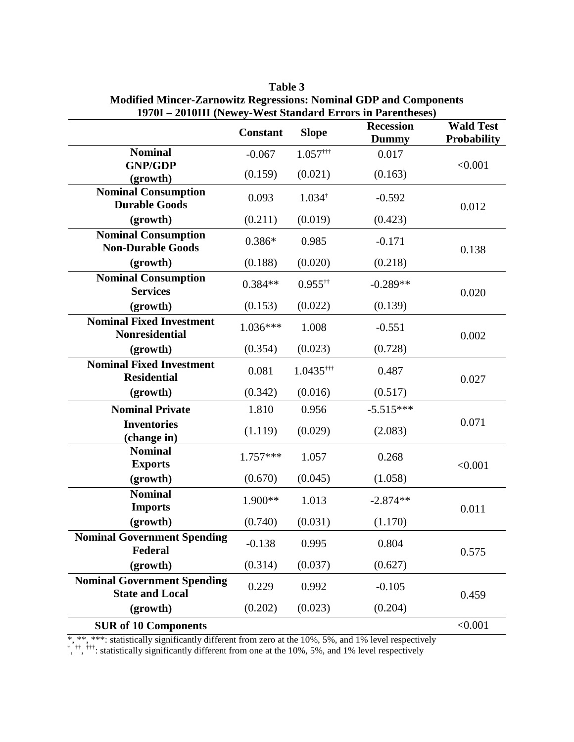**Table 3**
**Modified Mincer-Zarnowitz Regressions: Nominal GDP and Components**
**1970I – 2010III (Newey-West Standard Errors in Parentheses)**

| | Constant | Slope | Recession Dummy | Wald Test Probability |
|---|---|---|---|---|
| **Nominal GNP/GDP** | -0.067 | 1.057††† | 0.017 | <0.001 |
| **(growth)** | (0.159) | (0.021) | (0.163) | |
| **Nominal Consumption Durable Goods** | 0.093 | 1.034† | -0.592 | 0.012 |
| **(growth)** | (0.211) | (0.019) | (0.423) | |
| **Nominal Consumption Non-Durable Goods** | 0.386* | 0.985 | -0.171 | 0.138 |
| **(growth)** | (0.188) | (0.020) | (0.218) | |
| **Nominal Consumption Services** | 0.384** | 0.955†† | -0.289** | 0.020 |
| **(growth)** | (0.153) | (0.022) | (0.139) | |
| **Nominal Fixed Investment Nonresidential** | 1.036*** | 1.008 | -0.551 | 0.002 |
| **(growth)** | (0.354) | (0.023) | (0.728) | |
| **Nominal Fixed Investment Residential** | 0.081 | 1.0435††† | 0.487 | 0.027 |
| **(growth)** | (0.342) | (0.016) | (0.517) | |
| **Nominal Private Inventories** | 1.810 | 0.956 | -5.515*** | 0.071 |
| **(change in)** | (1.119) | (0.029) | (2.083) | |
| **Nominal Exports** | 1.757*** | 1.057 | 0.268 | <0.001 |
| **(growth)** | (0.670) | (0.045) | (1.058) | |
| **Nominal Imports** | 1.900** | 1.013 | -2.874** | 0.011 |
| **(growth)** | (0.740) | (0.031) | (1.170) | |
| **Nominal Government Spending Federal** | -0.138 | 0.995 | 0.804 | 0.575 |
| **(growth)** | (0.314) | (0.037) | (0.627) | |
| **Nominal Government Spending State and Local** | 0.229 | 0.992 | -0.105 | 0.459 |
| **(growth)** | (0.202) | (0.023) | (0.204) | |
| **SUR of 10 Components** | | | | <0.001 |

*, **, ***: statistically significantly different from zero at the 10%, 5%, and 1% level respectively
†, ††, †††: statistically significantly different from one at the 10%, 5%, and 1% level respectively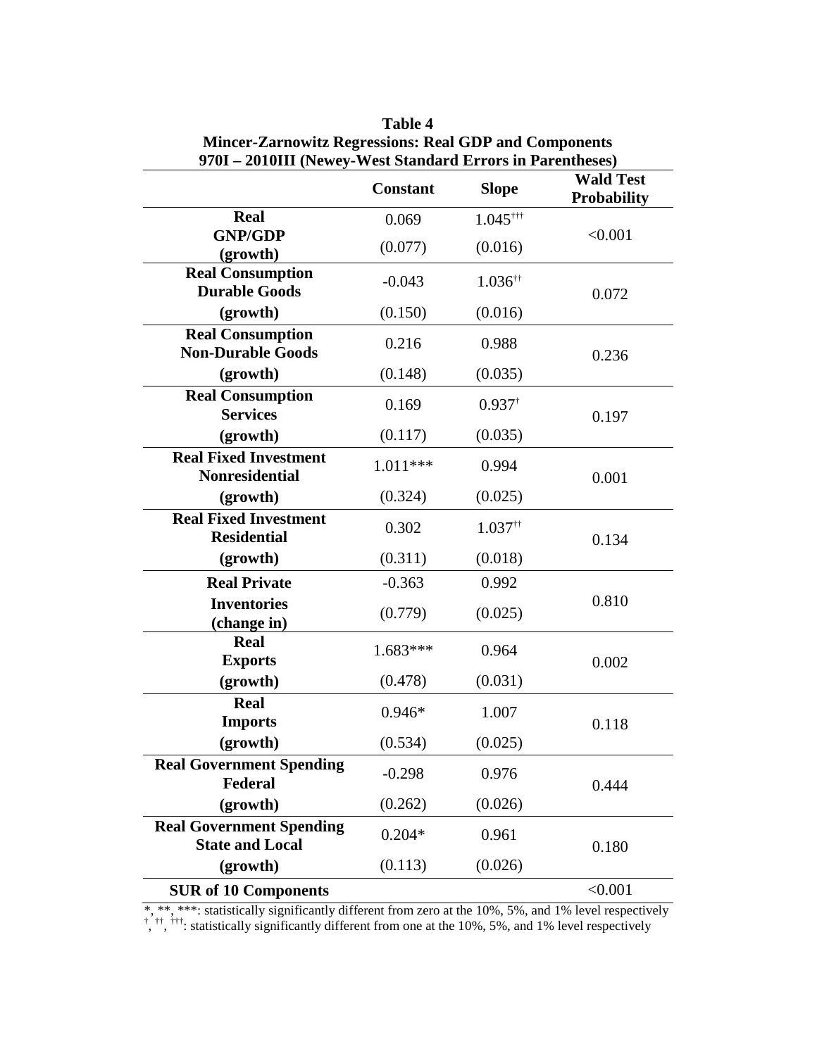**Table 4**
**Mincer-Zarnowitz Regressions: Real GDP and Components**
**970I – 2010III (Newey-West Standard Errors in Parentheses)**

| | **Constant** | **Slope** | **Wald Test Probability** |
|---|---|---|---|
| **Real GNP/GDP (growth)** | 0.069 | 1.045††† | <0.001 |
| | (0.077) | (0.016) | |
| **Real Consumption Durable Goods (growth)** | -0.043 | 1.036†† | 0.072 |
| | (0.150) | (0.016) | |
| **Real Consumption Non-Durable Goods (growth)** | 0.216 | 0.988 | 0.236 |
| | (0.148) | (0.035) | |
| **Real Consumption Services (growth)** | 0.169 | 0.937† | 0.197 |
| | (0.117) | (0.035) | |
| **Real Fixed Investment Nonresidential (growth)** | 1.011*** | 0.994 | 0.001 |
| | (0.324) | (0.025) | |
| **Real Fixed Investment Residential (growth)** | 0.302 | 1.037†† | 0.134 |
| | (0.311) | (0.018) | |
| **Real Private Inventories (change in)** | -0.363 | 0.992 | 0.810 |
| | (0.779) | (0.025) | |
| **Real Exports (growth)** | 1.683*** | 0.964 | 0.002 |
| | (0.478) | (0.031) | |
| **Real Imports (growth)** | 0.946* | 1.007 | 0.118 |
| | (0.534) | (0.025) | |
| **Real Government Spending Federal (growth)** | -0.298 | 0.976 | 0.444 |
| | (0.262) | (0.026) | |
| **Real Government Spending State and Local (growth)** | 0.204* | 0.961 | 0.180 |
| | (0.113) | (0.026) | |
| **SUR of 10 Components** | | | <0.001 |

*, **, ***: statistically significantly different from zero at the 10%, 5%, and 1% level respectively
†, ††, †††: statistically significantly different from one at the 10%, 5%, and 1% level respectively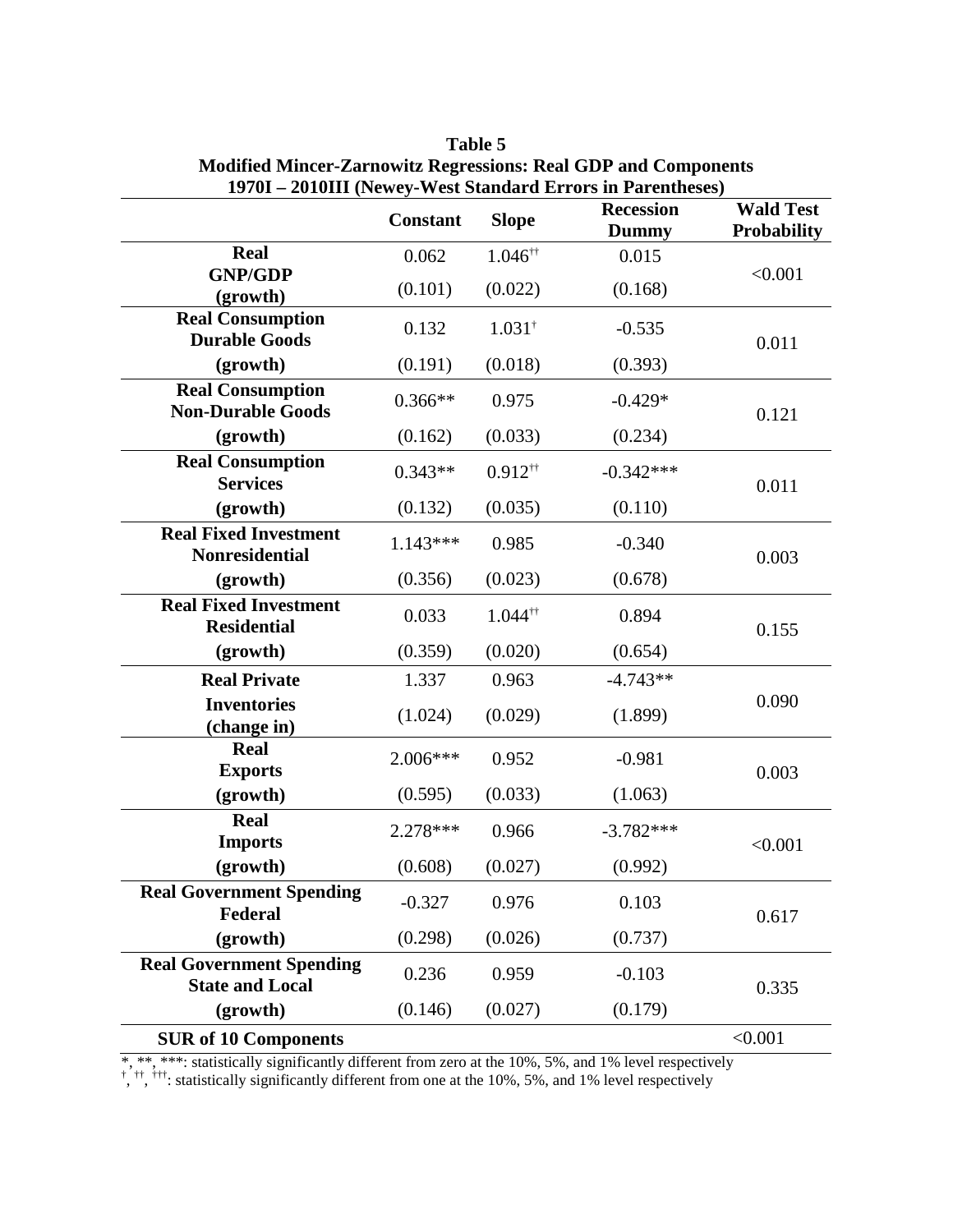**Table 5**
**Modified Mincer-Zarnowitz Regressions: Real GDP and Components**
**1970I – 2010III (Newey-West Standard Errors in Parentheses)**

| | Constant | Slope | Recession Dummy | Wald Test Probability |
|---|---|---|---|---|
| **Real GNP/GDP (growth)** | 0.062 | 1.046†† | 0.015 | <0.001 |
| | (0.101) | (0.022) | (0.168) | |
| **Real Consumption Durable Goods (growth)** | 0.132 | 1.031† | -0.535 | 0.011 |
| | (0.191) | (0.018) | (0.393) | |
| **Real Consumption Non-Durable Goods (growth)** | 0.366** | 0.975 | -0.429* | 0.121 |
| | (0.162) | (0.033) | (0.234) | |
| **Real Consumption Services (growth)** | 0.343** | 0.912†† | -0.342*** | 0.011 |
| | (0.132) | (0.035) | (0.110) | |
| **Real Fixed Investment Nonresidential (growth)** | 1.143*** | 0.985 | -0.340 | 0.003 |
| | (0.356) | (0.023) | (0.678) | |
| **Real Fixed Investment Residential (growth)** | 0.033 | 1.044†† | 0.894 | 0.155 |
| | (0.359) | (0.020) | (0.654) | |
| **Real Private Inventories (change in)** | 1.337 | 0.963 | -4.743** | 0.090 |
| | (1.024) | (0.029) | (1.899) | |
| **Real Exports (growth)** | 2.006*** | 0.952 | -0.981 | 0.003 |
| | (0.595) | (0.033) | (1.063) | |
| **Real Imports (growth)** | 2.278*** | 0.966 | -3.782*** | <0.001 |
| | (0.608) | (0.027) | (0.992) | |
| **Real Government Spending Federal (growth)** | -0.327 | 0.976 | 0.103 | 0.617 |
| | (0.298) | (0.026) | (0.737) | |
| **Real Government Spending State and Local (growth)** | 0.236 | 0.959 | -0.103 | 0.335 |
| | (0.146) | (0.027) | (0.179) | |
| **SUR of 10 Components** | | | | <0.001 |

*, **, ***: statistically significantly different from zero at the 10%, 5%, and 1% level respectively
†, ††, †††: statistically significantly different from one at the 10%, 5%, and 1% level respectively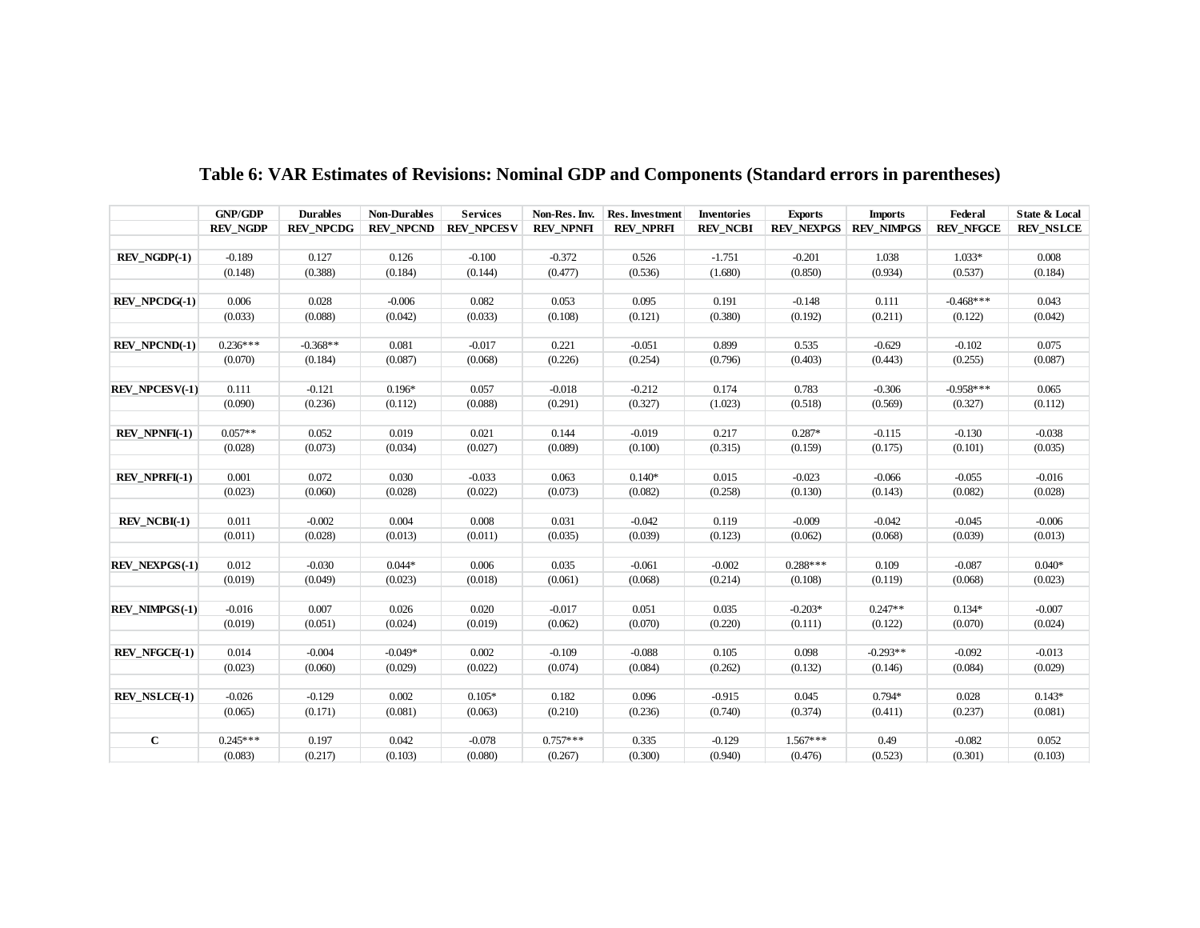# Table 6: VAR Estimates of Revisions: Nominal GDP and Components (Standard errors in parentheses)

| | GNP/GDP | Durables | Non-Durables | Services | Non-Res. Inv. | Res. Investment | Inventories | Exports | Imports | Federal | State & Local |
|---|---|---|---|---|---|---|---|---|---|---|---|
| | REV_NGDP | REV_NPCDG | REV_NPCND | REV_NPCESV | REV_NPNFI | REV_NPRFI | REV_NCBI | REV_NEXPGS | REV_NIMPGS | REV_NFGCE | REV_NSLCE |
| **REV_NGDP(-1)** | -0.189 | 0.127 | 0.126 | -0.100 | -0.372 | 0.526 | -1.751 | -0.201 | 1.038 | 1.033* | 0.008 |
| | (0.148) | (0.388) | (0.184) | (0.144) | (0.477) | (0.536) | (1.680) | (0.850) | (0.934) | (0.537) | (0.184) |
| **REV_NPCDG(-1)** | 0.006 | 0.028 | -0.006 | 0.082 | 0.053 | 0.095 | 0.191 | -0.148 | 0.111 | -0.468*** | 0.043 |
| | (0.033) | (0.088) | (0.042) | (0.033) | (0.108) | (0.121) | (0.380) | (0.192) | (0.211) | (0.122) | (0.042) |
| **REV_NPCND(-1)** | 0.236*** | -0.368** | 0.081 | -0.017 | 0.221 | -0.051 | 0.899 | 0.535 | -0.629 | -0.102 | 0.075 |
| | (0.070) | (0.184) | (0.087) | (0.068) | (0.226) | (0.254) | (0.796) | (0.403) | (0.443) | (0.255) | (0.087) |
| **REV_NPCESV(-1)** | 0.111 | -0.121 | 0.196* | 0.057 | -0.018 | -0.212 | 0.174 | 0.783 | -0.306 | -0.958*** | 0.065 |
| | (0.090) | (0.236) | (0.112) | (0.088) | (0.291) | (0.327) | (1.023) | (0.518) | (0.569) | (0.327) | (0.112) |
| **REV_NPNFI(-1)** | 0.057** | 0.052 | 0.019 | 0.021 | 0.144 | -0.019 | 0.217 | 0.287* | -0.115 | -0.130 | -0.038 |
| | (0.028) | (0.073) | (0.034) | (0.027) | (0.089) | (0.100) | (0.315) | (0.159) | (0.175) | (0.101) | (0.035) |
| **REV_NPRFI(-1)** | 0.001 | 0.072 | 0.030 | -0.033 | 0.063 | 0.140* | 0.015 | -0.023 | -0.066 | -0.055 | -0.016 |
| | (0.023) | (0.060) | (0.028) | (0.022) | (0.073) | (0.082) | (0.258) | (0.130) | (0.143) | (0.082) | (0.028) |
| **REV_NCBI(-1)** | 0.011 | -0.002 | 0.004 | 0.008 | 0.031 | -0.042 | 0.119 | -0.009 | -0.042 | -0.045 | -0.006 |
| | (0.011) | (0.028) | (0.013) | (0.011) | (0.035) | (0.039) | (0.123) | (0.062) | (0.068) | (0.039) | (0.013) |
| **REV_NEXPGS(-1)** | 0.012 | -0.030 | 0.044* | 0.006 | 0.035 | -0.061 | -0.002 | 0.288*** | 0.109 | -0.087 | 0.040* |
| | (0.019) | (0.049) | (0.023) | (0.018) | (0.061) | (0.068) | (0.214) | (0.108) | (0.119) | (0.068) | (0.023) |
| **REV_NIMPGS(-1)** | -0.016 | 0.007 | 0.026 | 0.020 | -0.017 | 0.051 | 0.035 | -0.203* | 0.247** | 0.134* | -0.007 |
| | (0.019) | (0.051) | (0.024) | (0.019) | (0.062) | (0.070) | (0.220) | (0.111) | (0.122) | (0.070) | (0.024) |
| **REV_NFGCE(-1)** | 0.014 | -0.004 | -0.049* | 0.002 | -0.109 | -0.088 | 0.105 | 0.098 | -0.293** | -0.092 | -0.013 |
| | (0.023) | (0.060) | (0.029) | (0.022) | (0.074) | (0.084) | (0.262) | (0.132) | (0.146) | (0.084) | (0.029) |
| **REV_NSLCE(-1)** | -0.026 | -0.129 | 0.002 | 0.105* | 0.182 | 0.096 | -0.915 | 0.045 | 0.794* | 0.028 | 0.143* |
| | (0.065) | (0.171) | (0.081) | (0.063) | (0.210) | (0.236) | (0.740) | (0.374) | (0.411) | (0.237) | (0.081) |
| **C** | 0.245*** | 0.197 | 0.042 | -0.078 | 0.757*** | 0.335 | -0.129 | 1.567*** | 0.49 | -0.082 | 0.052 |
| | (0.083) | (0.217) | (0.103) | (0.080) | (0.267) | (0.300) | (0.940) | (0.476) | (0.523) | (0.301) | (0.103) |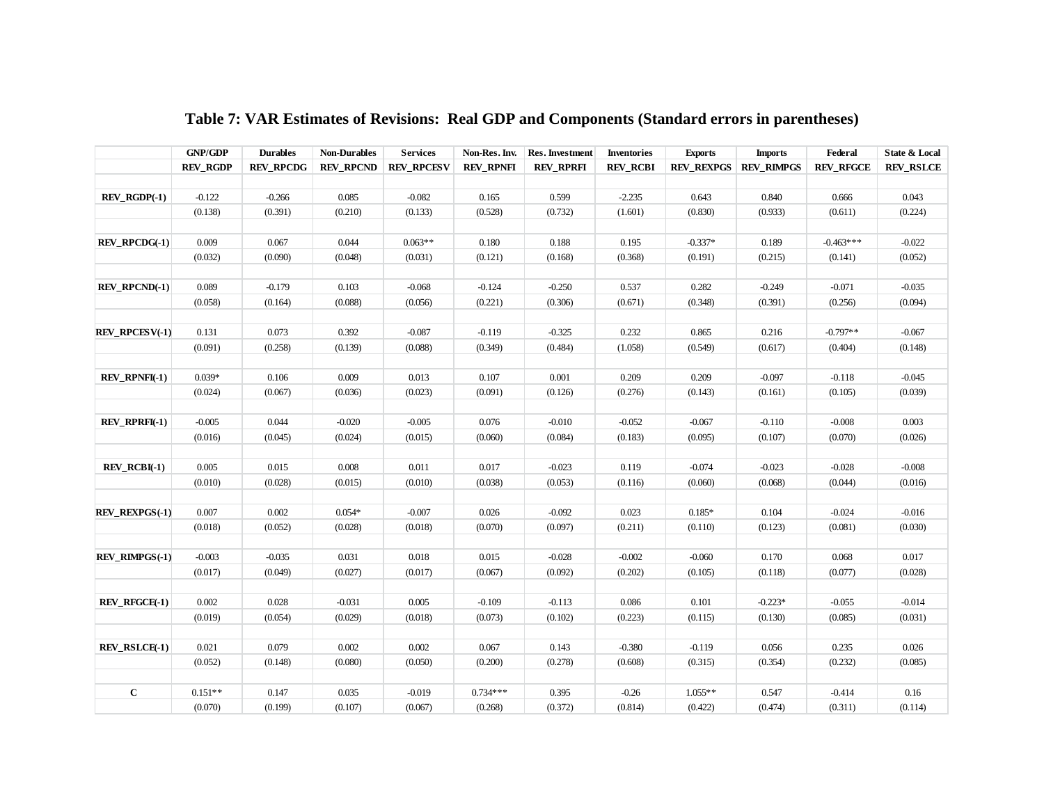# Table 7: VAR Estimates of Revisions: Real GDP and Components (Standard errors in parentheses)

| | GNP/GDP | Durables | Non-Durables | Services | Non-Res. Inv. | Res. Investment | Inventories | Exports | Imports | Federal | State & Local |
|---|---|---|---|---|---|---|---|---|---|---|---|
| | REV_RGDP | REV_RPCDG | REV_RPCND | REV_RPCESV | REV_RPNFI | REV_RPRFI | REV_RCBI | REV_REXPGS | REV_RIMPGS | REV_RFGCE | REV_RSLCE |
| REV_RGDP(-1) | -0.122 | -0.266 | 0.085 | -0.082 | 0.165 | 0.599 | -2.235 | 0.643 | 0.840 | 0.666 | 0.043 |
| | (0.138) | (0.391) | (0.210) | (0.133) | (0.528) | (0.732) | (1.601) | (0.830) | (0.933) | (0.611) | (0.224) |
| REV_RPCDG(-1) | 0.009 | 0.067 | 0.044 | 0.063** | 0.180 | 0.188 | 0.195 | -0.337* | 0.189 | -0.463*** | -0.022 |
| | (0.032) | (0.090) | (0.048) | (0.031) | (0.121) | (0.168) | (0.368) | (0.191) | (0.215) | (0.141) | (0.052) |
| REV_RPCND(-1) | 0.089 | -0.179 | 0.103 | -0.068 | -0.124 | -0.250 | 0.537 | 0.282 | -0.249 | -0.071 | -0.035 |
| | (0.058) | (0.164) | (0.088) | (0.056) | (0.221) | (0.306) | (0.671) | (0.348) | (0.391) | (0.256) | (0.094) |
| REV_RPCESV(-1) | 0.131 | 0.073 | 0.392 | -0.087 | -0.119 | -0.325 | 0.232 | 0.865 | 0.216 | -0.797** | -0.067 |
| | (0.091) | (0.258) | (0.139) | (0.088) | (0.349) | (0.484) | (1.058) | (0.549) | (0.617) | (0.404) | (0.148) |
| REV_RPNFI(-1) | 0.039* | 0.106 | 0.009 | 0.013 | 0.107 | 0.001 | 0.209 | 0.209 | -0.097 | -0.118 | -0.045 |
| | (0.024) | (0.067) | (0.036) | (0.023) | (0.091) | (0.126) | (0.276) | (0.143) | (0.161) | (0.105) | (0.039) |
| REV_RPRFI(-1) | -0.005 | 0.044 | -0.020 | -0.005 | 0.076 | -0.010 | -0.052 | -0.067 | -0.110 | -0.008 | 0.003 |
| | (0.016) | (0.045) | (0.024) | (0.015) | (0.060) | (0.084) | (0.183) | (0.095) | (0.107) | (0.070) | (0.026) |
| REV_RCBI(-1) | 0.005 | 0.015 | 0.008 | 0.011 | 0.017 | -0.023 | 0.119 | -0.074 | -0.023 | -0.028 | -0.008 |
| | (0.010) | (0.028) | (0.015) | (0.010) | (0.038) | (0.053) | (0.116) | (0.060) | (0.068) | (0.044) | (0.016) |
| REV_REXPGS(-1) | 0.007 | 0.002 | 0.054* | -0.007 | 0.026 | -0.092 | 0.023 | 0.185* | 0.104 | -0.024 | -0.016 |
| | (0.018) | (0.052) | (0.028) | (0.018) | (0.070) | (0.097) | (0.211) | (0.110) | (0.123) | (0.081) | (0.030) |
| REV_RIMPGS(-1) | -0.003 | -0.035 | 0.031 | 0.018 | 0.015 | -0.028 | -0.002 | -0.060 | 0.170 | 0.068 | 0.017 |
| | (0.017) | (0.049) | (0.027) | (0.017) | (0.067) | (0.092) | (0.202) | (0.105) | (0.118) | (0.077) | (0.028) |
| REV_RFGCE(-1) | 0.002 | 0.028 | -0.031 | 0.005 | -0.109 | -0.113 | 0.086 | 0.101 | -0.223* | -0.055 | -0.014 |
| | (0.019) | (0.054) | (0.029) | (0.018) | (0.073) | (0.102) | (0.223) | (0.115) | (0.130) | (0.085) | (0.031) |
| REV_RSLCE(-1) | 0.021 | 0.079 | 0.002 | 0.002 | 0.067 | 0.143 | -0.380 | -0.119 | 0.056 | 0.235 | 0.026 |
| | (0.052) | (0.148) | (0.080) | (0.050) | (0.200) | (0.278) | (0.608) | (0.315) | (0.354) | (0.232) | (0.085) |
| C | 0.151** | 0.147 | 0.035 | -0.019 | 0.734*** | 0.395 | -0.26 | 1.055** | 0.547 | -0.414 | 0.16 |
| | (0.070) | (0.199) | (0.107) | (0.067) | (0.268) | (0.372) | (0.814) | (0.422) | (0.474) | (0.311) | (0.114) |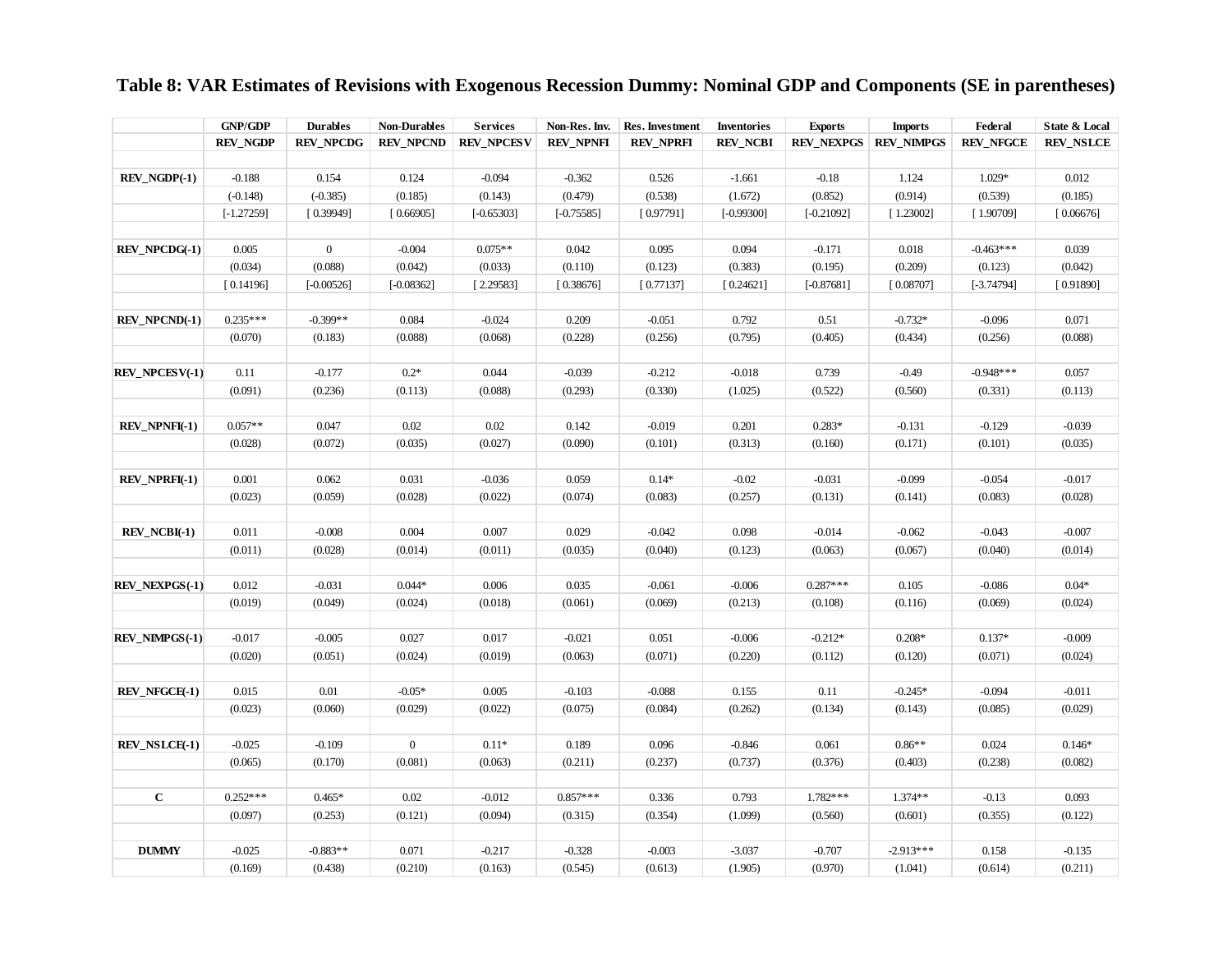**Table 8: VAR Estimates of Revisions with Exogenous Recession Dummy: Nominal GDP and Components (SE in parentheses)**

| | GNP/GDP | Durables | Non-Durables | Services | Non-Res. Inv. | Res. Investment | Inventories | Exports | Imports | Federal | State & Local |
|---|---|---|---|---|---|---|---|---|---|---|---|
| | REV_NGDP | REV_NPCDG | REV_NPCND | REV_NPCESV | REV_NPNFI | REV_NPRFI | REV_NCBI | REV_NEXPGS | REV_NIMPGS | REV_NFGCE | REV_NSLCE |
| | | | | | | | | | | | |
| **REV_NGDP(-1)** | -0.188 | 0.154 | 0.124 | -0.094 | -0.362 | 0.526 | -1.661 | -0.18 | 1.124 | 1.029* | 0.012 |
| | (-0.148) | (-0.385) | (0.185) | (0.143) | (0.479) | (0.538) | (1.672) | (0.852) | (0.914) | (0.539) | (0.185) |
| | [-1.27259] | [ 0.39949] | [ 0.66905] | [-0.65303] | [-0.75585] | [ 0.97791] | [-0.99300] | [-0.21092] | [ 1.23002] | [ 1.90709] | [ 0.06676] |
| | | | | | | | | | | | |
| **REV_NPCDG(-1)** | 0.005 | 0 | -0.004 | 0.075** | 0.042 | 0.095 | 0.094 | -0.171 | 0.018 | -0.463*** | 0.039 |
| | (0.034) | (0.088) | (0.042) | (0.033) | (0.110) | (0.123) | (0.383) | (0.195) | (0.209) | (0.123) | (0.042) |
| | [ 0.14196] | [-0.00526] | [-0.08362] | [ 2.29583] | [ 0.38676] | [ 0.77137] | [ 0.24621] | [-0.87681] | [ 0.08707] | [-3.74794] | [ 0.91890] |
| | | | | | | | | | | | |
| **REV_NPCND(-1)** | 0.235*** | -0.399** | 0.084 | -0.024 | 0.209 | -0.051 | 0.792 | 0.51 | -0.732* | -0.096 | 0.071 |
| | (0.070) | (0.183) | (0.088) | (0.068) | (0.228) | (0.256) | (0.795) | (0.405) | (0.434) | (0.256) | (0.088) |
| | | | | | | | | | | | |
| **REV_NPCESV(-1)** | 0.11 | -0.177 | 0.2* | 0.044 | -0.039 | -0.212 | -0.018 | 0.739 | -0.49 | -0.948*** | 0.057 |
| | (0.091) | (0.236) | (0.113) | (0.088) | (0.293) | (0.330) | (1.025) | (0.522) | (0.560) | (0.331) | (0.113) |
| | | | | | | | | | | | |
| **REV_NPNFI(-1)** | 0.057** | 0.047 | 0.02 | 0.02 | 0.142 | -0.019 | 0.201 | 0.283* | -0.131 | -0.129 | -0.039 |
| | (0.028) | (0.072) | (0.035) | (0.027) | (0.090) | (0.101) | (0.313) | (0.160) | (0.171) | (0.101) | (0.035) |
| | | | | | | | | | | | |
| **REV_NPRFI(-1)** | 0.001 | 0.062 | 0.031 | -0.036 | 0.059 | 0.14* | -0.02 | -0.031 | -0.099 | -0.054 | -0.017 |
| | (0.023) | (0.059) | (0.028) | (0.022) | (0.074) | (0.083) | (0.257) | (0.131) | (0.141) | (0.083) | (0.028) |
| | | | | | | | | | | | |
| **REV_NCBI(-1)** | 0.011 | -0.008 | 0.004 | 0.007 | 0.029 | -0.042 | 0.098 | -0.014 | -0.062 | -0.043 | -0.007 |
| | (0.011) | (0.028) | (0.014) | (0.011) | (0.035) | (0.040) | (0.123) | (0.063) | (0.067) | (0.040) | (0.014) |
| | | | | | | | | | | | |
| **REV_NEXPGS(-1)** | 0.012 | -0.031 | 0.044* | 0.006 | 0.035 | -0.061 | -0.006 | 0.287*** | 0.105 | -0.086 | 0.04* |
| | (0.019) | (0.049) | (0.024) | (0.018) | (0.061) | (0.069) | (0.213) | (0.108) | (0.116) | (0.069) | (0.024) |
| | | | | | | | | | | | |
| **REV_NIMPGS(-1)** | -0.017 | -0.005 | 0.027 | 0.017 | -0.021 | 0.051 | -0.006 | -0.212* | 0.208* | 0.137* | -0.009 |
| | (0.020) | (0.051) | (0.024) | (0.019) | (0.063) | (0.071) | (0.220) | (0.112) | (0.120) | (0.071) | (0.024) |
| | | | | | | | | | | | |
| **REV_NFGCE(-1)** | 0.015 | 0.01 | -0.05* | 0.005 | -0.103 | -0.088 | 0.155 | 0.11 | -0.245* | -0.094 | -0.011 |
| | (0.023) | (0.060) | (0.029) | (0.022) | (0.075) | (0.084) | (0.262) | (0.134) | (0.143) | (0.085) | (0.029) |
| | | | | | | | | | | | |
| **REV_NSLCE(-1)** | -0.025 | -0.109 | 0 | 0.11* | 0.189 | 0.096 | -0.846 | 0.061 | 0.86** | 0.024 | 0.146* |
| | (0.065) | (0.170) | (0.081) | (0.063) | (0.211) | (0.237) | (0.737) | (0.376) | (0.403) | (0.238) | (0.082) |
| | | | | | | | | | | | |
| **C** | 0.252*** | 0.465* | 0.02 | -0.012 | 0.857*** | 0.336 | 0.793 | 1.782*** | 1.374** | -0.13 | 0.093 |
| | (0.097) | (0.253) | (0.121) | (0.094) | (0.315) | (0.354) | (1.099) | (0.560) | (0.601) | (0.355) | (0.122) |
| | | | | | | | | | | | |
| **DUMMY** | -0.025 | -0.883** | 0.071 | -0.217 | -0.328 | -0.003 | -3.037 | -0.707 | -2.913*** | 0.158 | -0.135 |
| | (0.169) | (0.438) | (0.210) | (0.163) | (0.545) | (0.613) | (1.905) | (0.970) | (1.041) | (0.614) | (0.211) |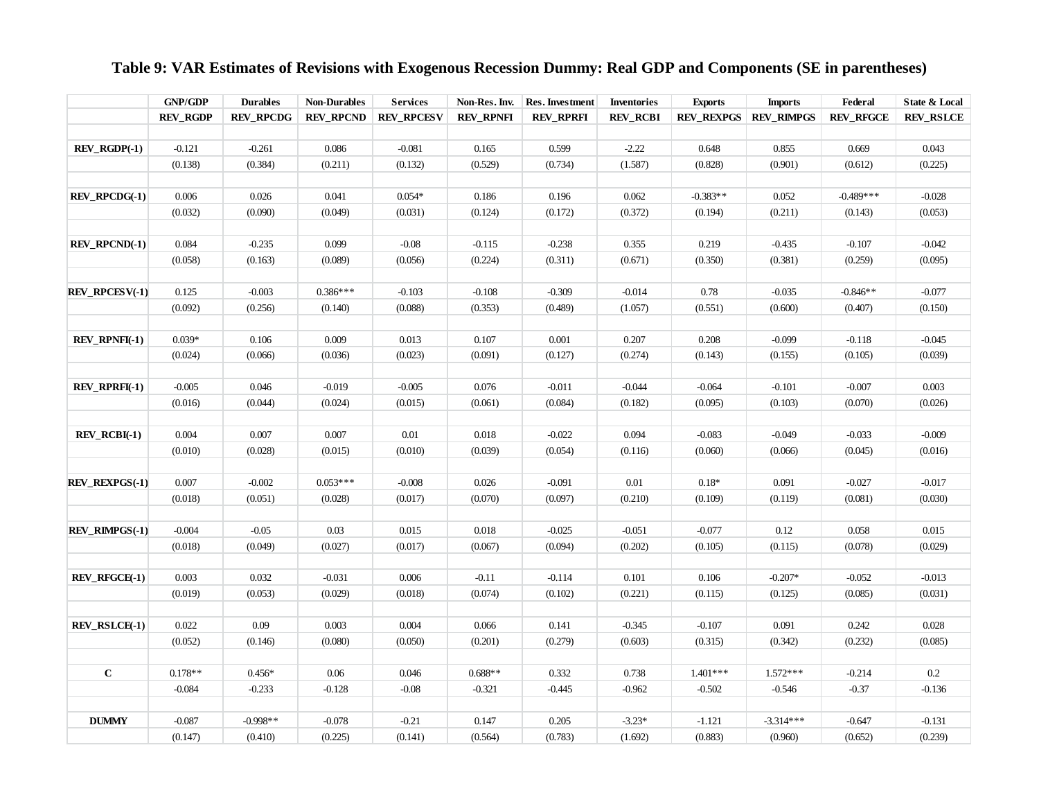# Table 9: VAR Estimates of Revisions with Exogenous Recession Dummy: Real GDP and Components (SE in parentheses)

| | GNP/GDP | Durables | Non-Durables | Services | Non-Res. Inv. | Res. Investment | Inventories | Exports | Imports | Federal | State & Local |
|---|---|---|---|---|---|---|---|---|---|---|---|
| | REV_RGDP | REV_RPCDG | REV_RPCND | REV_RPCESV | REV_RPNFI | REV_RPRFI | REV_RCBI | REV_REXPGS | REV_RIMPGS | REV_RFGCE | REV_RSLCE |
| REV_RGDP(-1) | -0.121 | -0.261 | 0.086 | -0.081 | 0.165 | 0.599 | -2.22 | 0.648 | 0.855 | 0.669 | 0.043 |
| | (0.138) | (0.384) | (0.211) | (0.132) | (0.529) | (0.734) | (1.587) | (0.828) | (0.901) | (0.612) | (0.225) |
| REV_RPCDG(-1) | 0.006 | 0.026 | 0.041 | 0.054* | 0.186 | 0.196 | 0.062 | -0.383** | 0.052 | -0.489*** | -0.028 |
| | (0.032) | (0.090) | (0.049) | (0.031) | (0.124) | (0.172) | (0.372) | (0.194) | (0.211) | (0.143) | (0.053) |
| REV_RPCND(-1) | 0.084 | -0.235 | 0.099 | -0.08 | -0.115 | -0.238 | 0.355 | 0.219 | -0.435 | -0.107 | -0.042 |
| | (0.058) | (0.163) | (0.089) | (0.056) | (0.224) | (0.311) | (0.671) | (0.350) | (0.381) | (0.259) | (0.095) |
| REV_RPCESV(-1) | 0.125 | -0.003 | 0.386*** | -0.103 | -0.108 | -0.309 | -0.014 | 0.78 | -0.035 | -0.846** | -0.077 |
| | (0.092) | (0.256) | (0.140) | (0.088) | (0.353) | (0.489) | (1.057) | (0.551) | (0.600) | (0.407) | (0.150) |
| REV_RPNFI(-1) | 0.039* | 0.106 | 0.009 | 0.013 | 0.107 | 0.001 | 0.207 | 0.208 | -0.099 | -0.118 | -0.045 |
| | (0.024) | (0.066) | (0.036) | (0.023) | (0.091) | (0.127) | (0.274) | (0.143) | (0.155) | (0.105) | (0.039) |
| REV_RPRFI(-1) | -0.005 | 0.046 | -0.019 | -0.005 | 0.076 | -0.011 | -0.044 | -0.064 | -0.101 | -0.007 | 0.003 |
| | (0.016) | (0.044) | (0.024) | (0.015) | (0.061) | (0.084) | (0.182) | (0.095) | (0.103) | (0.070) | (0.026) |
| REV_RCBI(-1) | 0.004 | 0.007 | 0.007 | 0.01 | 0.018 | -0.022 | 0.094 | -0.083 | -0.049 | -0.033 | -0.009 |
| | (0.010) | (0.028) | (0.015) | (0.010) | (0.039) | (0.054) | (0.116) | (0.060) | (0.066) | (0.045) | (0.016) |
| REV_REXPGS(-1) | 0.007 | -0.002 | 0.053*** | -0.008 | 0.026 | -0.091 | 0.01 | 0.18* | 0.091 | -0.027 | -0.017 |
| | (0.018) | (0.051) | (0.028) | (0.017) | (0.070) | (0.097) | (0.210) | (0.109) | (0.119) | (0.081) | (0.030) |
| REV_RIMPGS(-1) | -0.004 | -0.05 | 0.03 | 0.015 | 0.018 | -0.025 | -0.051 | -0.077 | 0.12 | 0.058 | 0.015 |
| | (0.018) | (0.049) | (0.027) | (0.017) | (0.067) | (0.094) | (0.202) | (0.105) | (0.115) | (0.078) | (0.029) |
| REV_RFGCE(-1) | 0.003 | 0.032 | -0.031 | 0.006 | -0.11 | -0.114 | 0.101 | 0.106 | -0.207* | -0.052 | -0.013 |
| | (0.019) | (0.053) | (0.029) | (0.018) | (0.074) | (0.102) | (0.221) | (0.115) | (0.125) | (0.085) | (0.031) |
| REV_RSLCE(-1) | 0.022 | 0.09 | 0.003 | 0.004 | 0.066 | 0.141 | -0.345 | -0.107 | 0.091 | 0.242 | 0.028 |
| | (0.052) | (0.146) | (0.080) | (0.050) | (0.201) | (0.279) | (0.603) | (0.315) | (0.342) | (0.232) | (0.085) |
| C | 0.178** | 0.456* | 0.06 | 0.046 | 0.688** | 0.332 | 0.738 | 1.401*** | 1.572*** | -0.214 | 0.2 |
| | -0.084 | -0.233 | -0.128 | -0.08 | -0.321 | -0.445 | -0.962 | -0.502 | -0.546 | -0.37 | -0.136 |
| DUMMY | -0.087 | -0.998** | -0.078 | -0.21 | 0.147 | 0.205 | -3.23* | -1.121 | -3.314*** | -0.647 | -0.131 |
| | (0.147) | (0.410) | (0.225) | (0.141) | (0.564) | (0.783) | (1.692) | (0.883) | (0.960) | (0.652) | (0.239) |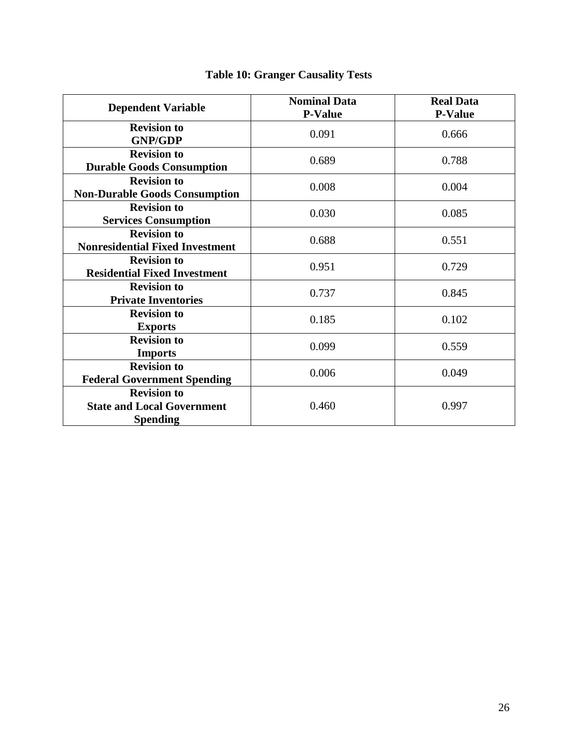**Table 10: Granger Causality Tests**

| Dependent Variable | Nominal Data P-Value | Real Data P-Value |
|---|---|---|
| **Revision to GNP/GDP** | 0.091 | 0.666 |
| **Revision to Durable Goods Consumption** | 0.689 | 0.788 |
| **Revision to Non-Durable Goods Consumption** | 0.008 | 0.004 |
| **Revision to Services Consumption** | 0.030 | 0.085 |
| **Revision to Nonresidential Fixed Investment** | 0.688 | 0.551 |
| **Revision to Residential Fixed Investment** | 0.951 | 0.729 |
| **Revision to Private Inventories** | 0.737 | 0.845 |
| **Revision to Exports** | 0.185 | 0.102 |
| **Revision to Imports** | 0.099 | 0.559 |
| **Revision to Federal Government Spending** | 0.006 | 0.049 |
| **Revision to State and Local Government Spending** | 0.460 | 0.997 |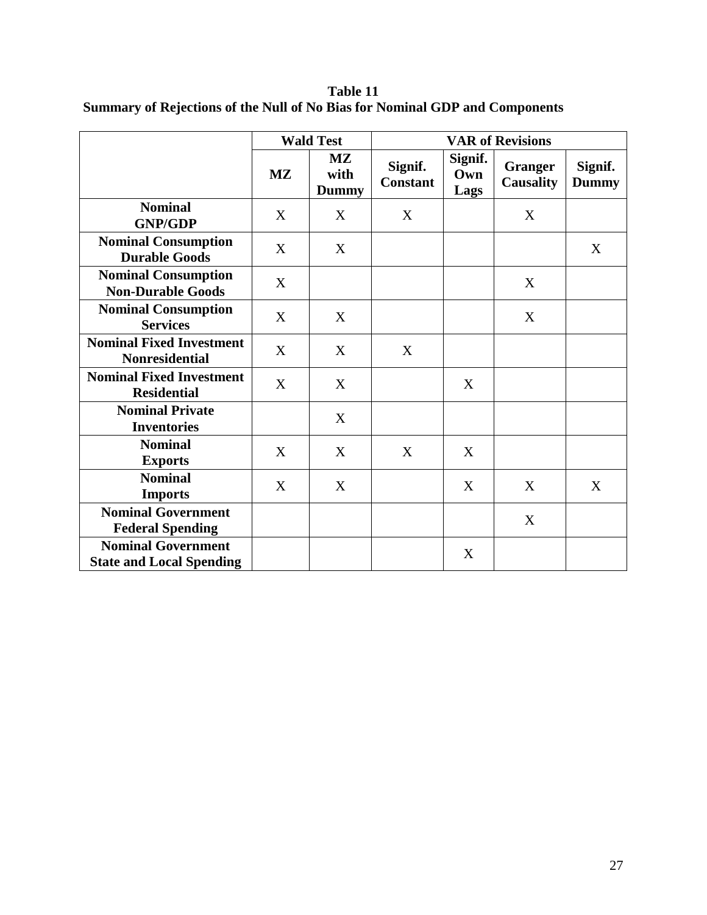**Table 11**
**Summary of Rejections of the Null of No Bias for Nominal GDP and Components**

| | Wald Test | | VAR of Revisions | | | |
|---|---|---|---|---|---|---|
| | **MZ** | **MZ with Dummy** | **Signif. Constant** | **Signif. Own Lags** | **Granger Causality** | **Signif. Dummy** |
| **Nominal GNP/GDP** | X | X | X | | X | |
| **Nominal Consumption Durable Goods** | X | X | | | | X |
| **Nominal Consumption Non-Durable Goods** | X | | | | X | |
| **Nominal Consumption Services** | X | X | | | X | |
| **Nominal Fixed Investment Nonresidential** | X | X | X | | | |
| **Nominal Fixed Investment Residential** | X | X | | X | | |
| **Nominal Private Inventories** | | X | | | | |
| **Nominal Exports** | X | X | X | X | | |
| **Nominal Imports** | X | X | | X | X | X |
| **Nominal Government Federal Spending** | | | | | X | |
| **Nominal Government State and Local Spending** | | | | X | | |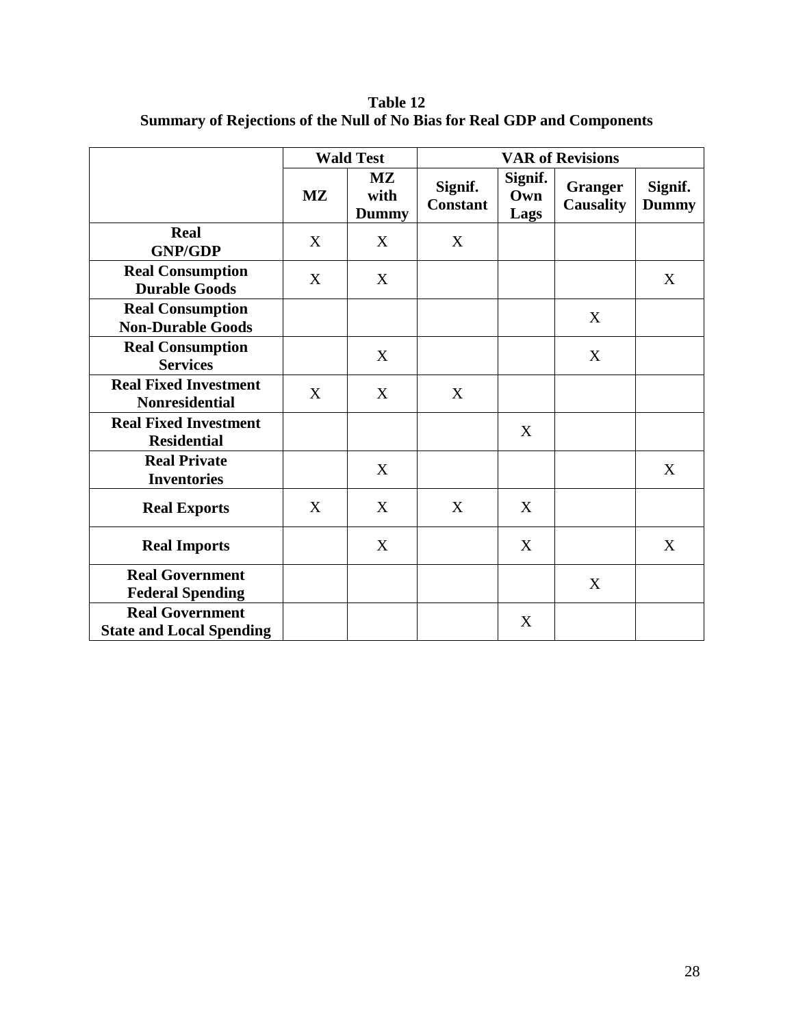**Table 12**
**Summary of Rejections of the Null of No Bias for Real GDP and Components**

| | Wald Test | | VAR of Revisions | | | |
|---|---|---|---|---|---|---|
| | **MZ** | **MZ with Dummy** | **Signif. Constant** | **Signif. Own Lags** | **Granger Causality** | **Signif. Dummy** |
| **Real GNP/GDP** | X | X | X | | | |
| **Real Consumption Durable Goods** | X | X | | | | X |
| **Real Consumption Non-Durable Goods** | | | | | X | |
| **Real Consumption Services** | | X | | | X | |
| **Real Fixed Investment Nonresidential** | X | X | X | | | |
| **Real Fixed Investment Residential** | | | | X | | |
| **Real Private Inventories** | | X | | | | X |
| **Real Exports** | X | X | X | X | | |
| **Real Imports** | | X | | X | | X |
| **Real Government Federal Spending** | | | | | X | |
| **Real Government State and Local Spending** | | | | X | | |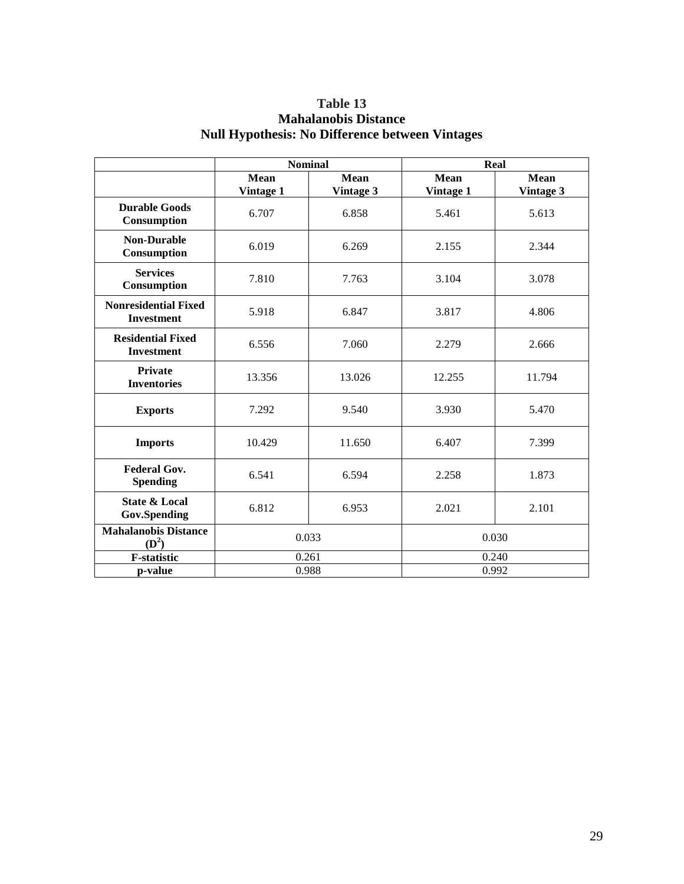# Table 13
## Mahalanobis Distance
## Null Hypothesis: No Difference between Vintages

| | Nominal | | Real | |
|---|---|---|---|---|
| | Mean Vintage 1 | Mean Vintage 3 | Mean Vintage 1 | Mean Vintage 3 |
| **Durable Goods Consumption** | 6.707 | 6.858 | 5.461 | 5.613 |
| **Non-Durable Consumption** | 6.019 | 6.269 | 2.155 | 2.344 |
| **Services Consumption** | 7.810 | 7.763 | 3.104 | 3.078 |
| **Nonresidential Fixed Investment** | 5.918 | 6.847 | 3.817 | 4.806 |
| **Residential Fixed Investment** | 6.556 | 7.060 | 2.279 | 2.666 |
| **Private Inventories** | 13.356 | 13.026 | 12.255 | 11.794 |
| **Exports** | 7.292 | 9.540 | 3.930 | 5.470 |
| **Imports** | 10.429 | 11.650 | 6.407 | 7.399 |
| **Federal Gov. Spending** | 6.541 | 6.594 | 2.258 | 1.873 |
| **State & Local Gov.Spending** | 6.812 | 6.953 | 2.021 | 2.101 |
| **Mahalanobis Distance ($D^2$)** | 0.033 | | 0.030 | |
| **F-statistic** | 0.261 | | 0.240 | |
| **p-value** | 0.988 | | 0.992 | |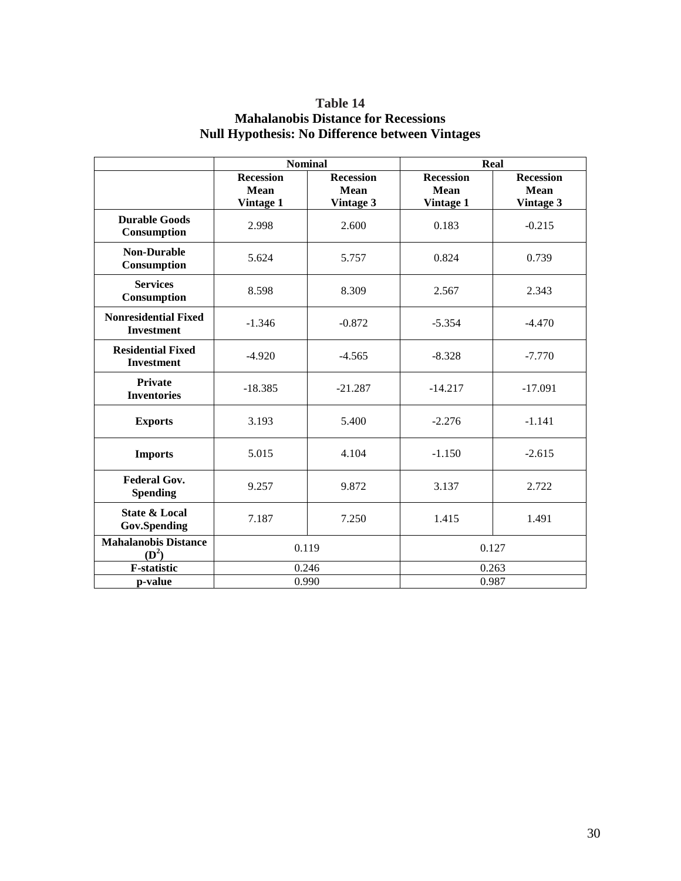**Table 14**
**Mahalanobis Distance for Recessions**
**Null Hypothesis: No Difference between Vintages**

| | Nominal | | Real | |
|---|---|---|---|---|
| | **Recession Mean Vintage 1** | **Recession Mean Vintage 3** | **Recession Mean Vintage 1** | **Recession Mean Vintage 3** |
| **Durable Goods Consumption** | 2.998 | 2.600 | 0.183 | -0.215 |
| **Non-Durable Consumption** | 5.624 | 5.757 | 0.824 | 0.739 |
| **Services Consumption** | 8.598 | 8.309 | 2.567 | 2.343 |
| **Nonresidential Fixed Investment** | -1.346 | -0.872 | -5.354 | -4.470 |
| **Residential Fixed Investment** | -4.920 | -4.565 | -8.328 | -7.770 |
| **Private Inventories** | -18.385 | -21.287 | -14.217 | -17.091 |
| **Exports** | 3.193 | 5.400 | -2.276 | -1.141 |
| **Imports** | 5.015 | 4.104 | -1.150 | -2.615 |
| **Federal Gov. Spending** | 9.257 | 9.872 | 3.137 | 2.722 |
| **State & Local Gov.Spending** | 7.187 | 7.250 | 1.415 | 1.491 |
| **Mahalanobis Distance ($D^2$)** | 0.119 | | 0.127 | |
| **F-statistic** | 0.246 | | 0.263 | |
| **p-value** | 0.990 | | 0.987 | |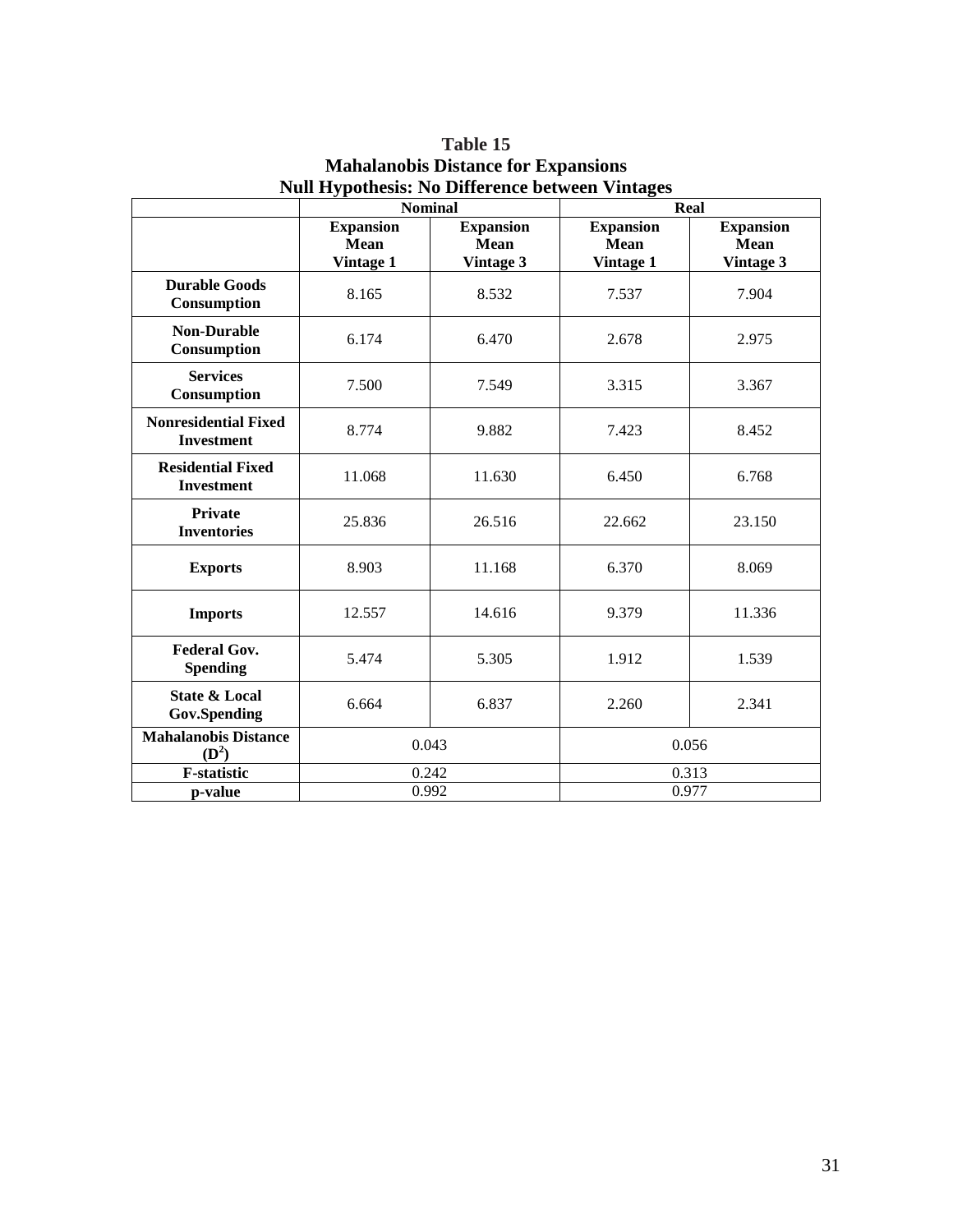**Table 15**
**Mahalanobis Distance for Expansions**
**Null Hypothesis: No Difference between Vintages**

| | **Nominal** | | **Real** | |
|---|---|---|---|---|
| | **Expansion Mean Vintage 1** | **Expansion Mean Vintage 3** | **Expansion Mean Vintage 1** | **Expansion Mean Vintage 3** |
| **Durable Goods Consumption** | 8.165 | 8.532 | 7.537 | 7.904 |
| **Non-Durable Consumption** | 6.174 | 6.470 | 2.678 | 2.975 |
| **Services Consumption** | 7.500 | 7.549 | 3.315 | 3.367 |
| **Nonresidential Fixed Investment** | 8.774 | 9.882 | 7.423 | 8.452 |
| **Residential Fixed Investment** | 11.068 | 11.630 | 6.450 | 6.768 |
| **Private Inventories** | 25.836 | 26.516 | 22.662 | 23.150 |
| **Exports** | 8.903 | 11.168 | 6.370 | 8.069 |
| **Imports** | 12.557 | 14.616 | 9.379 | 11.336 |
| **Federal Gov. Spending** | 5.474 | 5.305 | 1.912 | 1.539 |
| **State & Local Gov.Spending** | 6.664 | 6.837 | 2.260 | 2.341 |
| **Mahalanobis Distance ($D^2$)** | 0.043 | | 0.056 | |
| **F-statistic** | 0.242 | | 0.313 | |
| **p-value** | 0.992 | | 0.977 | |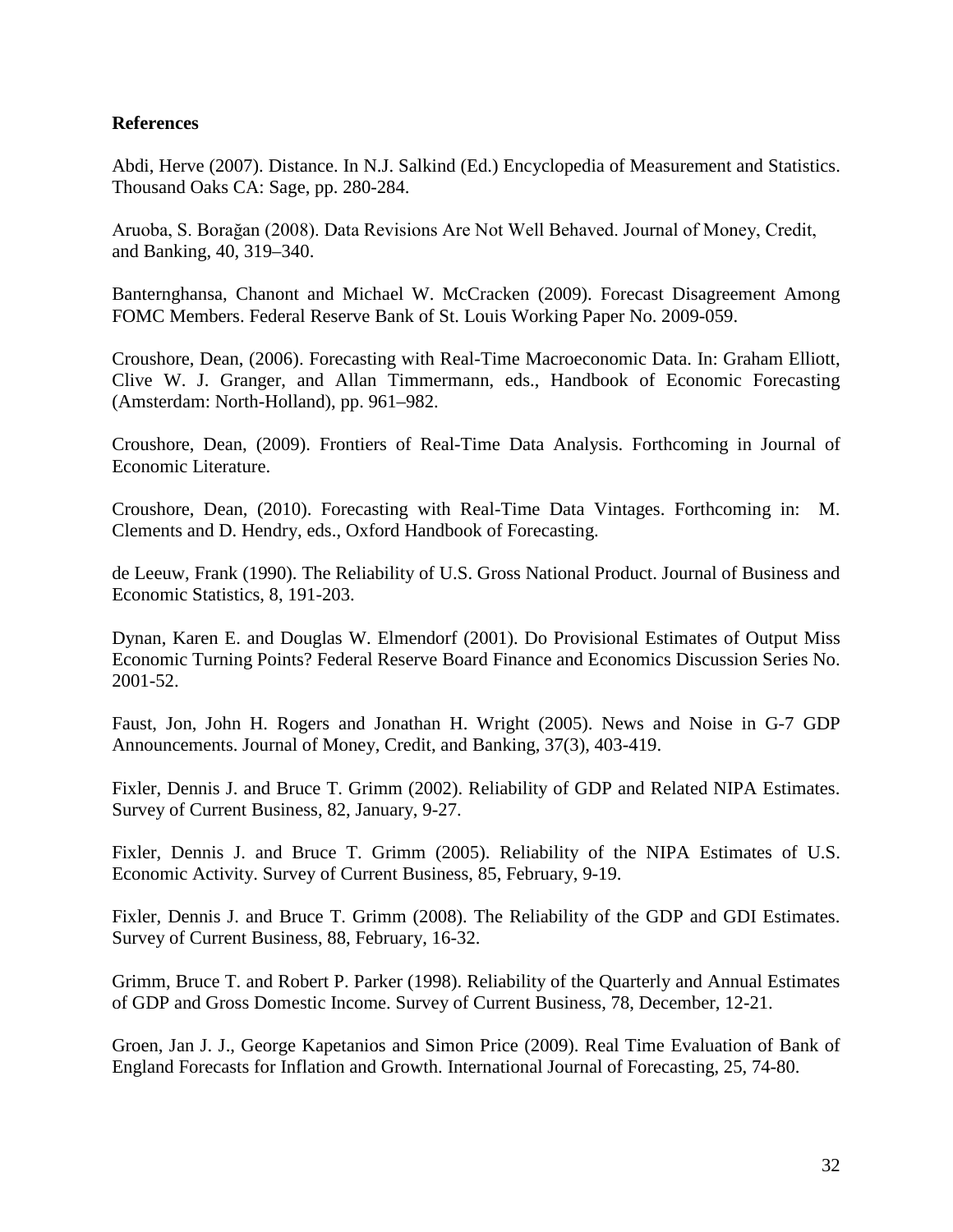**References**

Abdi, Herve (2007). Distance. In N.J. Salkind (Ed.) Encyclopedia of Measurement and Statistics. Thousand Oaks CA: Sage, pp. 280-284.

Aruoba, S. Borağan (2008). Data Revisions Are Not Well Behaved. Journal of Money, Credit, and Banking, 40, 319–340.

Banternghansa, Chanont and Michael W. McCracken (2009). Forecast Disagreement Among FOMC Members. Federal Reserve Bank of St. Louis Working Paper No. 2009-059.

Croushore, Dean, (2006). Forecasting with Real-Time Macroeconomic Data. In: Graham Elliott, Clive W. J. Granger, and Allan Timmermann, eds., Handbook of Economic Forecasting (Amsterdam: North-Holland), pp. 961–982.

Croushore, Dean, (2009). Frontiers of Real-Time Data Analysis. Forthcoming in Journal of Economic Literature.

Croushore, Dean, (2010). Forecasting with Real-Time Data Vintages. Forthcoming in: M. Clements and D. Hendry, eds., Oxford Handbook of Forecasting.

de Leeuw, Frank (1990). The Reliability of U.S. Gross National Product. Journal of Business and Economic Statistics, 8, 191-203.

Dynan, Karen E. and Douglas W. Elmendorf (2001). Do Provisional Estimates of Output Miss Economic Turning Points? Federal Reserve Board Finance and Economics Discussion Series No. 2001-52.

Faust, Jon, John H. Rogers and Jonathan H. Wright (2005). News and Noise in G-7 GDP Announcements. Journal of Money, Credit, and Banking, 37(3), 403-419.

Fixler, Dennis J. and Bruce T. Grimm (2002). Reliability of GDP and Related NIPA Estimates. Survey of Current Business, 82, January, 9-27.

Fixler, Dennis J. and Bruce T. Grimm (2005). Reliability of the NIPA Estimates of U.S. Economic Activity. Survey of Current Business, 85, February, 9-19.

Fixler, Dennis J. and Bruce T. Grimm (2008). The Reliability of the GDP and GDI Estimates. Survey of Current Business, 88, February, 16-32.

Grimm, Bruce T. and Robert P. Parker (1998). Reliability of the Quarterly and Annual Estimates of GDP and Gross Domestic Income. Survey of Current Business, 78, December, 12-21.

Groen, Jan J. J., George Kapetanios and Simon Price (2009). Real Time Evaluation of Bank of England Forecasts for Inflation and Growth. International Journal of Forecasting, 25, 74-80.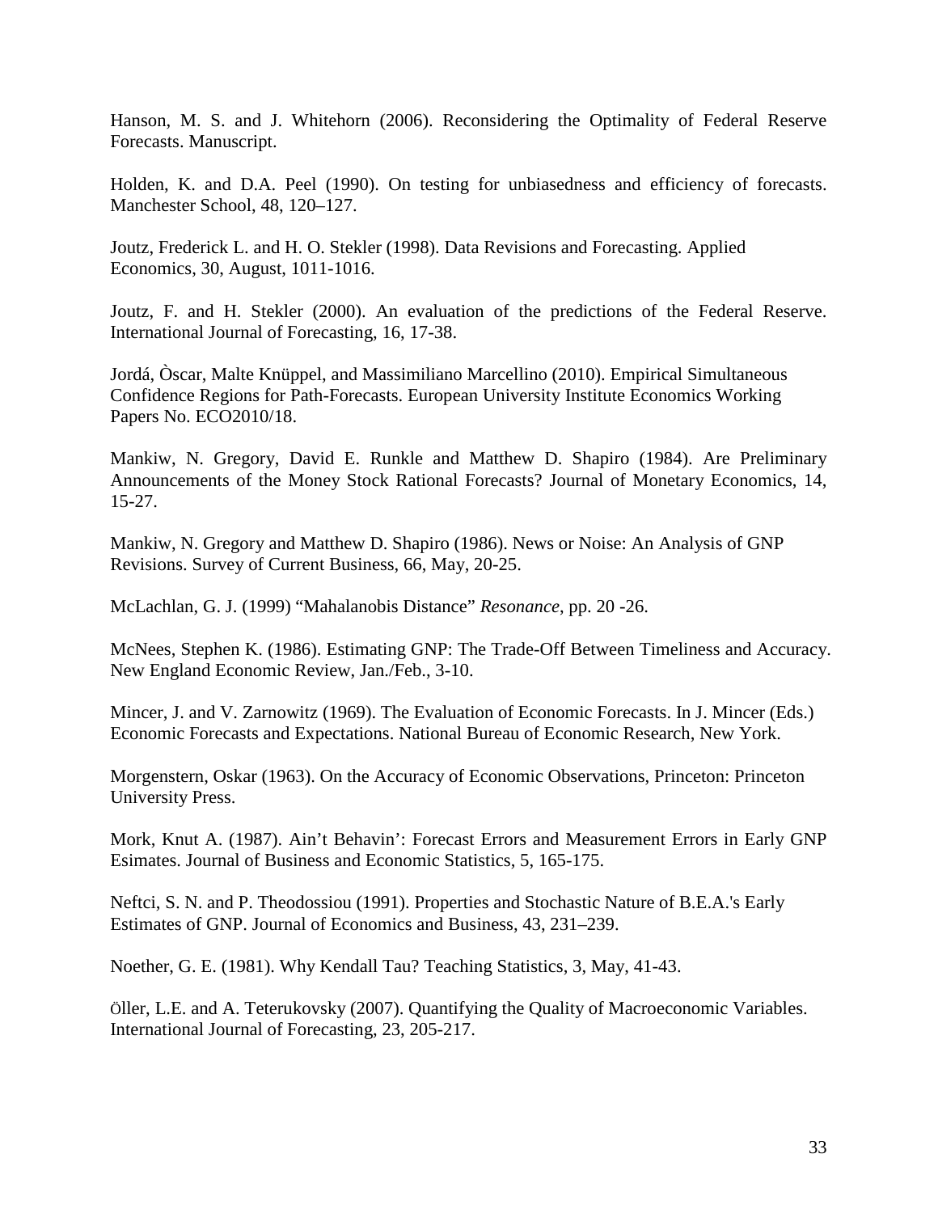Hanson, M. S. and J. Whitehorn (2006). Reconsidering the Optimality of Federal Reserve Forecasts. Manuscript.

Holden, K. and D.A. Peel (1990). On testing for unbiasedness and efficiency of forecasts. Manchester School, 48, 120–127.

Joutz, Frederick L. and H. O. Stekler (1998). Data Revisions and Forecasting. Applied Economics, 30, August, 1011-1016.

Joutz, F. and H. Stekler (2000). An evaluation of the predictions of the Federal Reserve. International Journal of Forecasting, 16, 17-38.

Jordá, Òscar, Malte Knüppel, and Massimiliano Marcellino (2010). Empirical Simultaneous Confidence Regions for Path-Forecasts. European University Institute Economics Working Papers No. ECO2010/18.

Mankiw, N. Gregory, David E. Runkle and Matthew D. Shapiro (1984). Are Preliminary Announcements of the Money Stock Rational Forecasts? Journal of Monetary Economics, 14, 15-27.

Mankiw, N. Gregory and Matthew D. Shapiro (1986). News or Noise: An Analysis of GNP Revisions. Survey of Current Business, 66, May, 20-25.

McLachlan, G. J. (1999) "Mahalanobis Distance" *Resonance*, pp. 20 -26.

McNees, Stephen K. (1986). Estimating GNP: The Trade-Off Between Timeliness and Accuracy. New England Economic Review, Jan./Feb., 3-10.

Mincer, J. and V. Zarnowitz (1969). The Evaluation of Economic Forecasts. In J. Mincer (Eds.) Economic Forecasts and Expectations. National Bureau of Economic Research, New York.

Morgenstern, Oskar (1963). On the Accuracy of Economic Observations, Princeton: Princeton University Press.

Mork, Knut A. (1987). Ain't Behavin': Forecast Errors and Measurement Errors in Early GNP Esimates. Journal of Business and Economic Statistics, 5, 165-175.

Neftci, S. N. and P. Theodossiou (1991). Properties and Stochastic Nature of B.E.A.'s Early Estimates of GNP. Journal of Economics and Business, 43, 231–239.

Noether, G. E. (1981). Why Kendall Tau? Teaching Statistics, 3, May, 41-43.

Öller, L.E. and A. Teterukovsky (2007). Quantifying the Quality of Macroeconomic Variables. International Journal of Forecasting, 23, 205-217.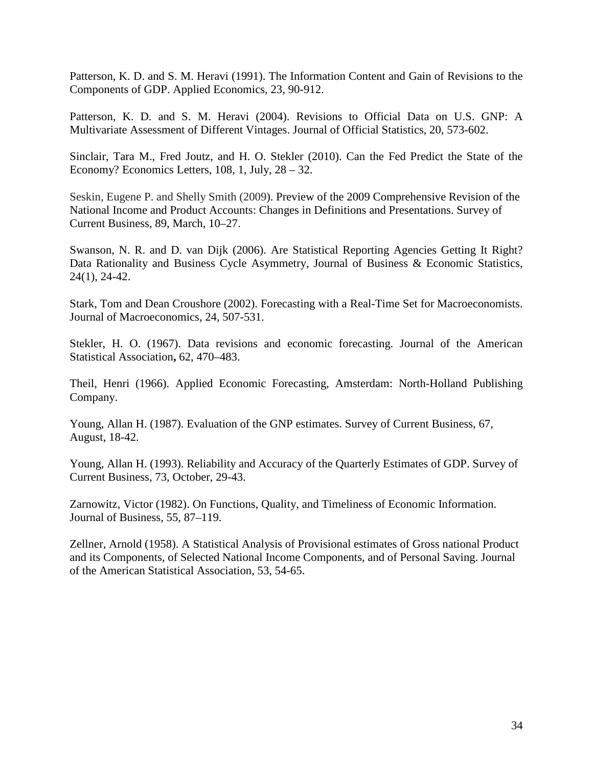Patterson, K. D. and S. M. Heravi (1991). The Information Content and Gain of Revisions to the Components of GDP. Applied Economics, 23, 90-912.

Patterson, K. D. and S. M. Heravi (2004). Revisions to Official Data on U.S. GNP: A Multivariate Assessment of Different Vintages. Journal of Official Statistics, 20, 573-602.

Sinclair, Tara M., Fred Joutz, and H. O. Stekler (2010). Can the Fed Predict the State of the Economy? Economics Letters, 108, 1, July, 28 – 32.

Seskin, Eugene P. and Shelly Smith (2009). Preview of the 2009 Comprehensive Revision of the National Income and Product Accounts: Changes in Definitions and Presentations. Survey of Current Business, 89, March, 10–27.

Swanson, N. R. and D. van Dijk (2006). Are Statistical Reporting Agencies Getting It Right? Data Rationality and Business Cycle Asymmetry, Journal of Business & Economic Statistics, 24(1), 24-42.

Stark, Tom and Dean Croushore (2002). Forecasting with a Real-Time Set for Macroeconomists. Journal of Macroeconomics, 24, 507-531.

Stekler, H. O. (1967). Data revisions and economic forecasting. Journal of the American Statistical Association**,** 62, 470–483.

Theil, Henri (1966). Applied Economic Forecasting, Amsterdam: North-Holland Publishing Company.

Young, Allan H. (1987). Evaluation of the GNP estimates. Survey of Current Business, 67, August, 18-42.

Young, Allan H. (1993). Reliability and Accuracy of the Quarterly Estimates of GDP. Survey of Current Business, 73, October, 29-43.

Zarnowitz, Victor (1982). On Functions, Quality, and Timeliness of Economic Information. Journal of Business, 55, 87–119.

Zellner, Arnold (1958). A Statistical Analysis of Provisional estimates of Gross national Product and its Components, of Selected National Income Components, and of Personal Saving. Journal of the American Statistical Association, 53, 54-65.